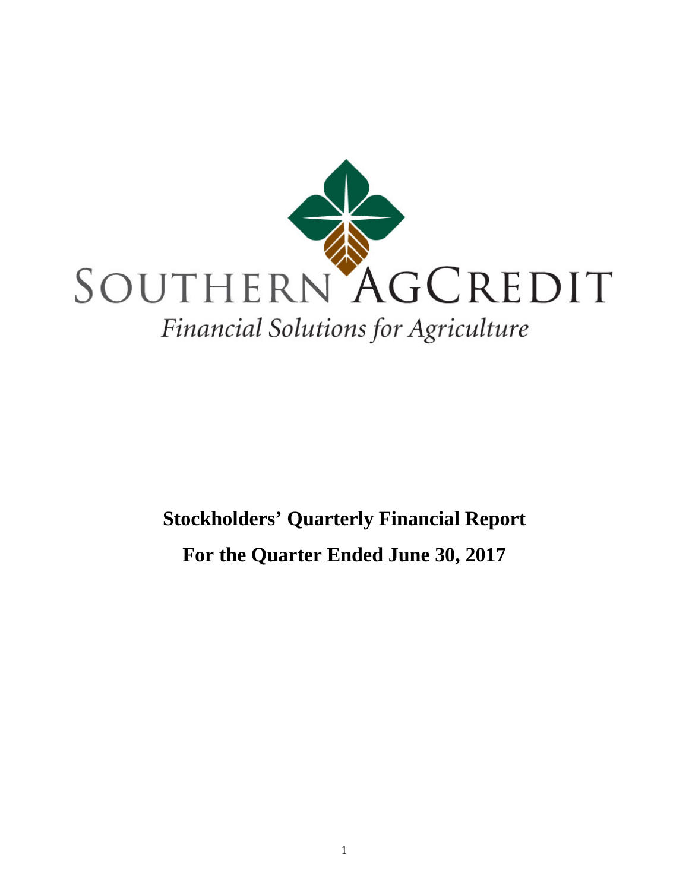SOUTHERN AGCREDIT

*Financial Solutions for Agriculture*

**Stockholders' Quarterly Financial Report**

**For the Quarter Ended June 30, 2017**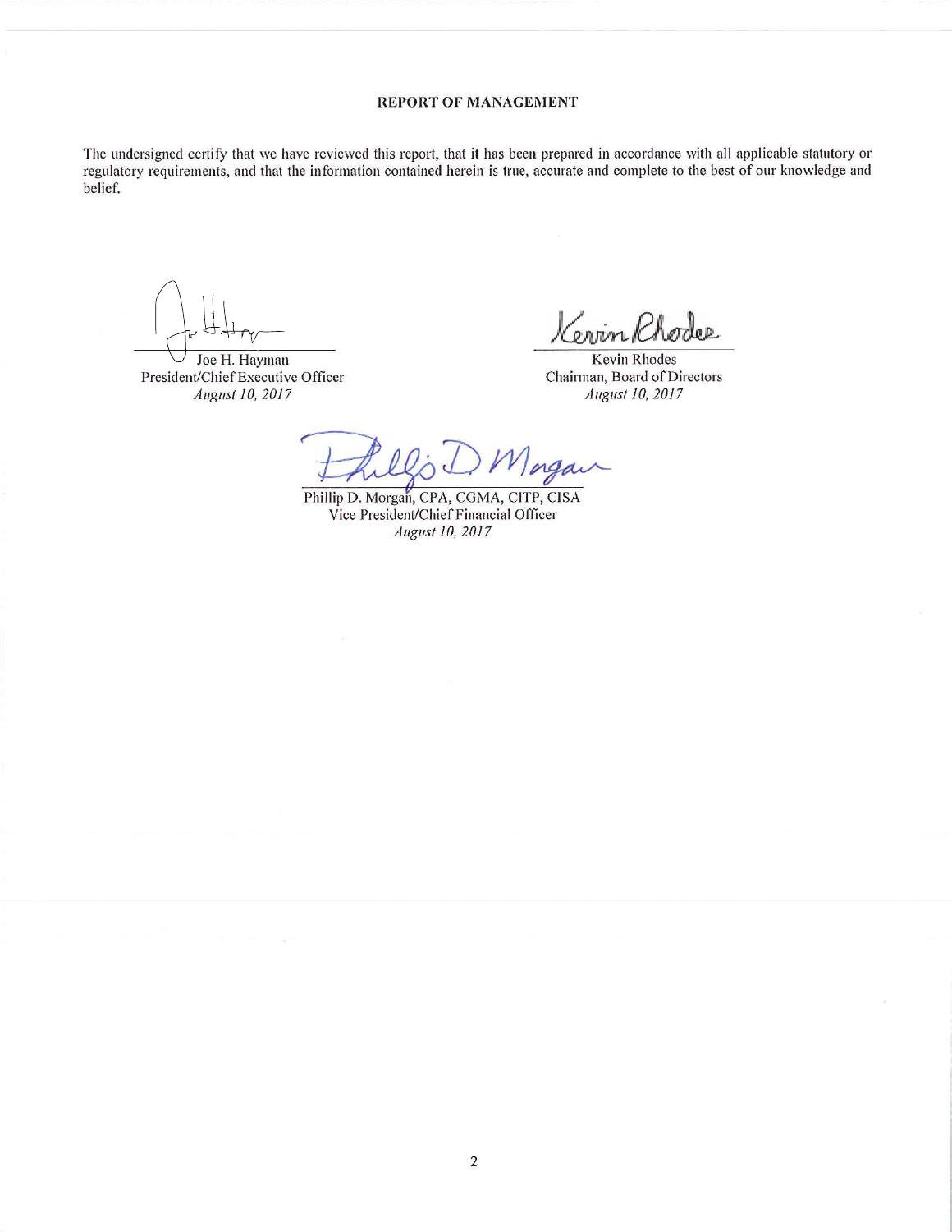## REPORT OF MANAGEMENT

The undersigned certify that we have reviewed this report, that it has been prepared in accordance with all applicable statutory or regulatory requirements, and that the information contained herein is true, accurate and complete to the best of our knowledge and belief.

Joe H. Hayman
President/Chief Executive Officer
*August 10, 2017*

Kevin Rhodes
Chairman, Board of Directors
*August 10, 2017*

Phillip D. Morgan, CPA, CGMA, CITP, CISA
Vice President/Chief Financial Officer
*August 10, 2017*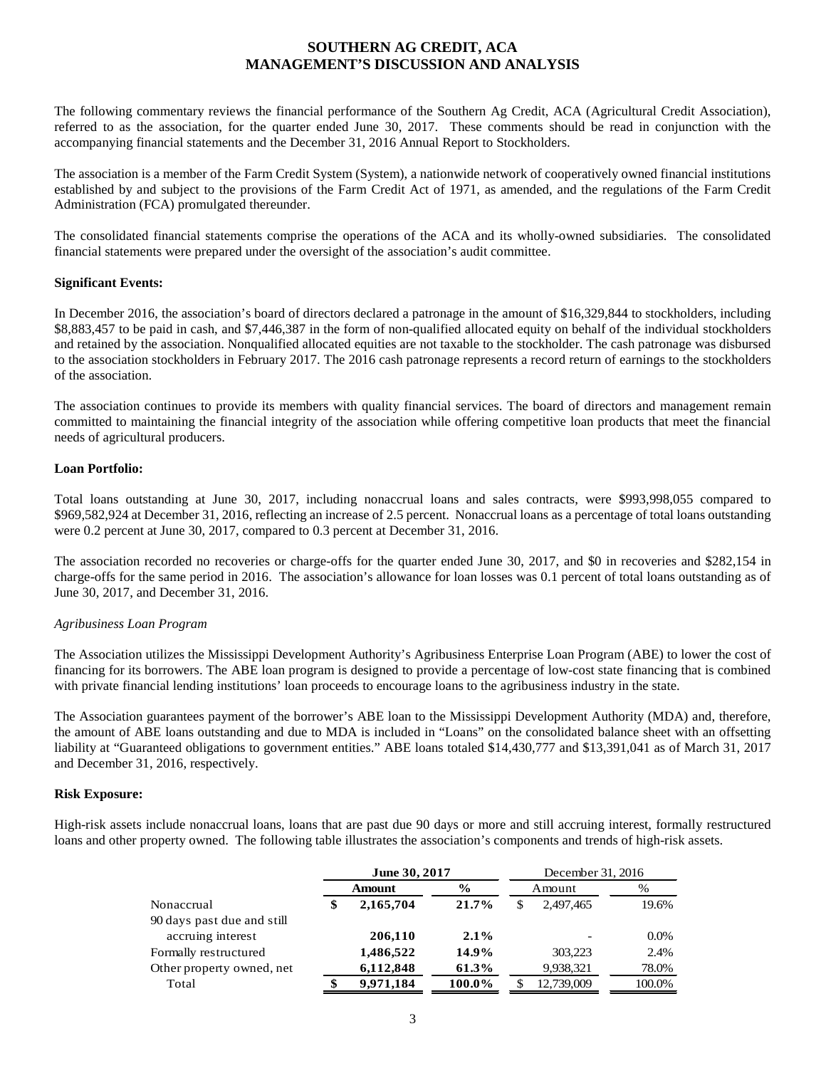# SOUTHERN AG CREDIT, ACA
# MANAGEMENT'S DISCUSSION AND ANALYSIS

The following commentary reviews the financial performance of the Southern Ag Credit, ACA (Agricultural Credit Association), referred to as the association, for the quarter ended June 30, 2017. These comments should be read in conjunction with the accompanying financial statements and the December 31, 2016 Annual Report to Stockholders.

The association is a member of the Farm Credit System (System), a nationwide network of cooperatively owned financial institutions established by and subject to the provisions of the Farm Credit Act of 1971, as amended, and the regulations of the Farm Credit Administration (FCA) promulgated thereunder.

The consolidated financial statements comprise the operations of the ACA and its wholly-owned subsidiaries. The consolidated financial statements were prepared under the oversight of the association's audit committee.

**Significant Events:**

In December 2016, the association's board of directors declared a patronage in the amount of $16,329,844 to stockholders, including $8,883,457 to be paid in cash, and $7,446,387 in the form of non-qualified allocated equity on behalf of the individual stockholders and retained by the association. Nonqualified allocated equities are not taxable to the stockholder. The cash patronage was disbursed to the association stockholders in February 2017. The 2016 cash patronage represents a record return of earnings to the stockholders of the association.

The association continues to provide its members with quality financial services. The board of directors and management remain committed to maintaining the financial integrity of the association while offering competitive loan products that meet the financial needs of agricultural producers.

**Loan Portfolio:**

Total loans outstanding at June 30, 2017, including nonaccrual loans and sales contracts, were $993,998,055 compared to $969,582,924 at December 31, 2016, reflecting an increase of 2.5 percent. Nonaccrual loans as a percentage of total loans outstanding were 0.2 percent at June 30, 2017, compared to 0.3 percent at December 31, 2016.

The association recorded no recoveries or charge-offs for the quarter ended June 30, 2017, and $0 in recoveries and $282,154 in charge-offs for the same period in 2016. The association's allowance for loan losses was 0.1 percent of total loans outstanding as of June 30, 2017, and December 31, 2016.

*Agribusiness Loan Program*

The Association utilizes the Mississippi Development Authority's Agribusiness Enterprise Loan Program (ABE) to lower the cost of financing for its borrowers. The ABE loan program is designed to provide a percentage of low-cost state financing that is combined with private financial lending institutions' loan proceeds to encourage loans to the agribusiness industry in the state.

The Association guarantees payment of the borrower's ABE loan to the Mississippi Development Authority (MDA) and, therefore, the amount of ABE loans outstanding and due to MDA is included in "Loans" on the consolidated balance sheet with an offsetting liability at "Guaranteed obligations to government entities." ABE loans totaled $14,430,777 and $13,391,041 as of March 31, 2017 and December 31, 2016, respectively.

**Risk Exposure:**

High-risk assets include nonaccrual loans, loans that are past due 90 days or more and still accruing interest, formally restructured loans and other property owned. The following table illustrates the association's components and trends of high-risk assets.

| | **June 30, 2017** | | December 31, 2016 | |
|---|---|---|---|---|
| | **Amount** | **%** | Amount | % |
| Nonaccrual | **$ 2,165,704** | **21.7%** | $ 2,497,465 | 19.6% |
| 90 days past due and still accruing interest | **206,110** | **2.1%** | - | 0.0% |
| Formally restructured | **1,486,522** | **14.9%** | 303,223 | 2.4% |
| Other property owned, net | **6,112,848** | **61.3%** | 9,938,321 | 78.0% |
| Total | **$ 9,971,184** | **100.0%** | $ 12,739,009 | 100.0% |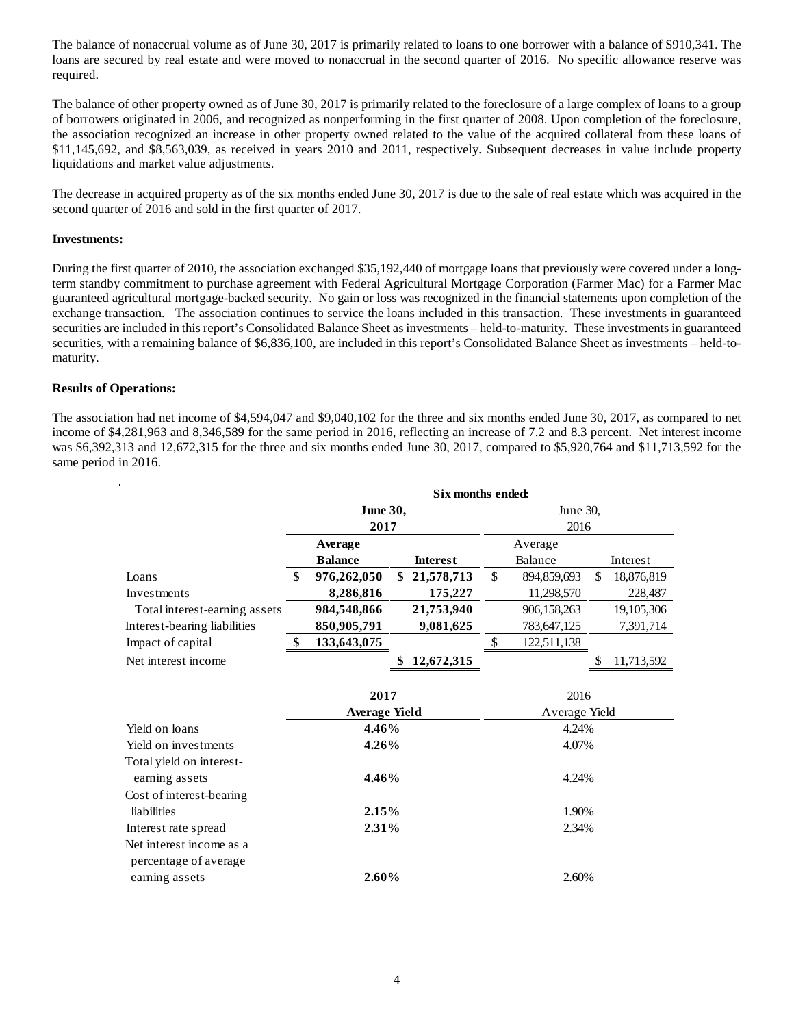The balance of nonaccrual volume as of June 30, 2017 is primarily related to loans to one borrower with a balance of $910,341. The loans are secured by real estate and were moved to nonaccrual in the second quarter of 2016. No specific allowance reserve was required.

The balance of other property owned as of June 30, 2017 is primarily related to the foreclosure of a large complex of loans to a group of borrowers originated in 2006, and recognized as nonperforming in the first quarter of 2008. Upon completion of the foreclosure, the association recognized an increase in other property owned related to the value of the acquired collateral from these loans of $11,145,692, and $8,563,039, as received in years 2010 and 2011, respectively. Subsequent decreases in value include property liquidations and market value adjustments.

The decrease in acquired property as of the six months ended June 30, 2017 is due to the sale of real estate which was acquired in the second quarter of 2016 and sold in the first quarter of 2017.

**Investments:**

During the first quarter of 2010, the association exchanged $35,192,440 of mortgage loans that previously were covered under a long-term standby commitment to purchase agreement with Federal Agricultural Mortgage Corporation (Farmer Mac) for a Farmer Mac guaranteed agricultural mortgage-backed security. No gain or loss was recognized in the financial statements upon completion of the exchange transaction. The association continues to service the loans included in this transaction. These investments in guaranteed securities are included in this report's Consolidated Balance Sheet as investments – held-to-maturity. These investments in guaranteed securities, with a remaining balance of $6,836,100, are included in this report's Consolidated Balance Sheet as investments – held-to-maturity.

**Results of Operations:**

The association had net income of $4,594,047 and $9,040,102 for the three and six months ended June 30, 2017, as compared to net income of $4,281,963 and 8,346,589 for the same period in 2016, reflecting an increase of 7.2 and 8.3 percent. Net interest income was $6,392,313 and 12,672,315 for the three and six months ended June 30, 2017, compared to $5,920,764 and $11,713,592 for the same period in 2016.

| | Six months ended: | | | |
|---|---|---|---|---|
| | **June 30, 2017** | | June 30, 2016 | |
| | **Average Balance** | **Interest** | Average Balance | Interest |
| Loans | **$ 976,262,050** | **$ 21,578,713** | $ 894,859,693 | $ 18,876,819 |
| Investments | **8,286,816** | **175,227** | 11,298,570 | 228,487 |
| Total interest-earning assets | **984,548,866** | **21,753,940** | 906,158,263 | 19,105,306 |
| Interest-bearing liabilities | **850,905,791** | **9,081,625** | 783,647,125 | 7,391,714 |
| Impact of capital | **$ 133,643,075** | | $ 122,511,138 | |
| Net interest income | | **$ 12,672,315** | | $ 11,713,592 |

| | **2017 Average Yield** | 2016 Average Yield |
|---|---|---|
| Yield on loans | **4.46%** | 4.24% |
| Yield on investments | **4.26%** | 4.07% |
| Total yield on interest-earning assets | **4.46%** | 4.24% |
| Cost of interest-bearing liabilities | **2.15%** | 1.90% |
| Interest rate spread | **2.31%** | 2.34% |
| Net interest income as a percentage of average earning assets | **2.60%** | 2.60% |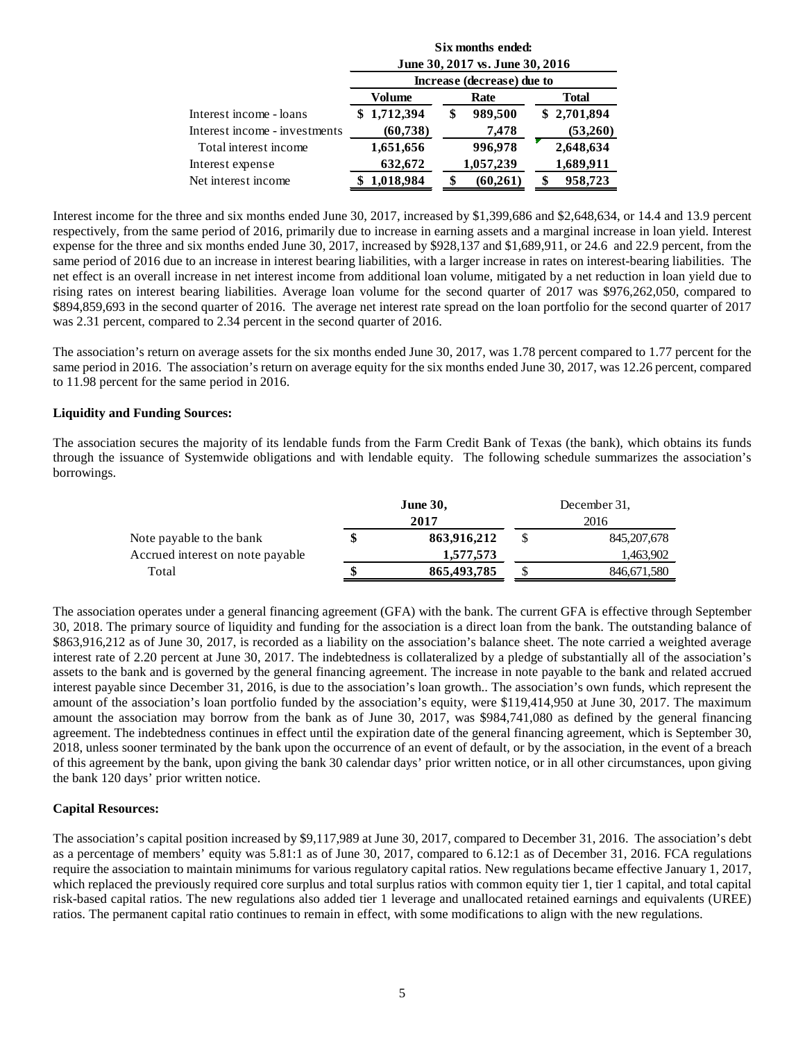| | Six months ended: June 30, 2017 vs. June 30, 2016 | | |
|---|---|---|---|
| | Increase (decrease) due to | | |
| | **Volume** | **Rate** | **Total** |
| Interest income - loans | $ 1,712,394 | $ 989,500 | $ 2,701,894 |
| Interest income - investments | (60,738) | 7,478 | (53,260) |
| Total interest income | 1,651,656 | 996,978 | 2,648,634 |
| Interest expense | 632,672 | 1,057,239 | 1,689,911 |
| Net interest income | $ 1,018,984 | $ (60,261) | $ 958,723 |

Interest income for the three and six months ended June 30, 2017, increased by $1,399,686 and $2,648,634, or 14.4 and 13.9 percent respectively, from the same period of 2016, primarily due to increase in earning assets and a marginal increase in loan yield. Interest expense for the three and six months ended June 30, 2017, increased by $928,137 and $1,689,911, or 24.6 and 22.9 percent, from the same period of 2016 due to an increase in interest bearing liabilities, with a larger increase in rates on interest-bearing liabilities. The net effect is an overall increase in net interest income from additional loan volume, mitigated by a net reduction in loan yield due to rising rates on interest bearing liabilities. Average loan volume for the second quarter of 2017 was $976,262,050, compared to $894,859,693 in the second quarter of 2016. The average net interest rate spread on the loan portfolio for the second quarter of 2017 was 2.31 percent, compared to 2.34 percent in the second quarter of 2016.

The association's return on average assets for the six months ended June 30, 2017, was 1.78 percent compared to 1.77 percent for the same period in 2016. The association's return on average equity for the six months ended June 30, 2017, was 12.26 percent, compared to 11.98 percent for the same period in 2016.

**Liquidity and Funding Sources:**

The association secures the majority of its lendable funds from the Farm Credit Bank of Texas (the bank), which obtains its funds through the issuance of Systemwide obligations and with lendable equity. The following schedule summarizes the association's borrowings.

| | **June 30, 2017** | December 31, 2016 |
|---|---|---|
| Note payable to the bank | $ 863,916,212 | $ 845,207,678 |
| Accrued interest on note payable | 1,577,573 | 1,463,902 |
| Total | $ 865,493,785 | $ 846,671,580 |

The association operates under a general financing agreement (GFA) with the bank. The current GFA is effective through September 30, 2018. The primary source of liquidity and funding for the association is a direct loan from the bank. The outstanding balance of $863,916,212 as of June 30, 2017, is recorded as a liability on the association's balance sheet. The note carried a weighted average interest rate of 2.20 percent at June 30, 2017. The indebtedness is collateralized by a pledge of substantially all of the association's assets to the bank and is governed by the general financing agreement. The increase in note payable to the bank and related accrued interest payable since December 31, 2016, is due to the association's loan growth.. The association's own funds, which represent the amount of the association's loan portfolio funded by the association's equity, were $119,414,950 at June 30, 2017. The maximum amount the association may borrow from the bank as of June 30, 2017, was $984,741,080 as defined by the general financing agreement. The indebtedness continues in effect until the expiration date of the general financing agreement, which is September 30, 2018, unless sooner terminated by the bank upon the occurrence of an event of default, or by the association, in the event of a breach of this agreement by the bank, upon giving the bank 30 calendar days' prior written notice, or in all other circumstances, upon giving the bank 120 days' prior written notice.

**Capital Resources:**

The association's capital position increased by $9,117,989 at June 30, 2017, compared to December 31, 2016. The association's debt as a percentage of members' equity was 5.81:1 as of June 30, 2017, compared to 6.12:1 as of December 31, 2016. FCA regulations require the association to maintain minimums for various regulatory capital ratios. New regulations became effective January 1, 2017, which replaced the previously required core surplus and total surplus ratios with common equity tier 1, tier 1 capital, and total capital risk-based capital ratios. The new regulations also added tier 1 leverage and unallocated retained earnings and equivalents (UREE) ratios. The permanent capital ratio continues to remain in effect, with some modifications to align with the new regulations.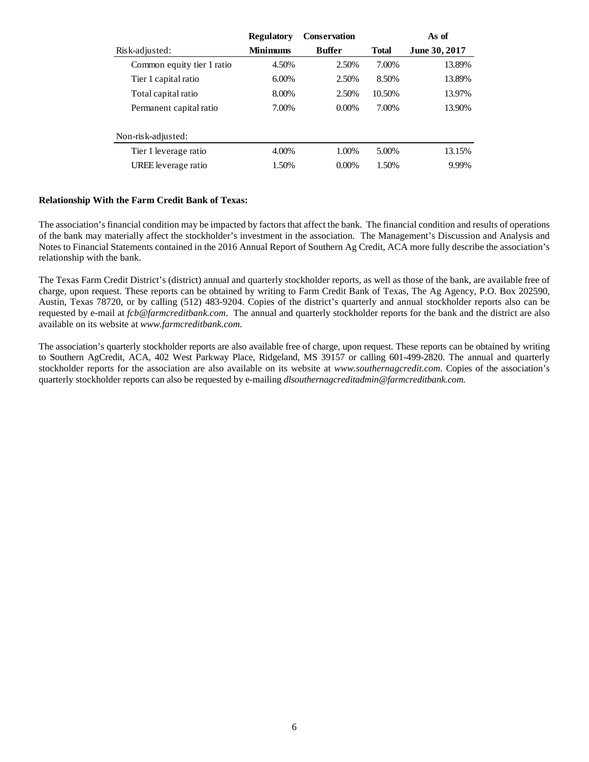| Risk-adjusted: | Regulatory Minimums | Conservation Buffer | Total | As of June 30, 2017 |
|---|---|---|---|---|
| Common equity tier 1 ratio | 4.50% | 2.50% | 7.00% | 13.89% |
| Tier 1 capital ratio | 6.00% | 2.50% | 8.50% | 13.89% |
| Total capital ratio | 8.00% | 2.50% | 10.50% | 13.97% |
| Permanent capital ratio | 7.00% | 0.00% | 7.00% | 13.90% |
| | | | | |
| Non-risk-adjusted: | | | | |
| Tier 1 leverage ratio | 4.00% | 1.00% | 5.00% | 13.15% |
| UREE leverage ratio | 1.50% | 0.00% | 1.50% | 9.99% |

**Relationship With the Farm Credit Bank of Texas:**

The association's financial condition may be impacted by factors that affect the bank. The financial condition and results of operations of the bank may materially affect the stockholder's investment in the association. The Management's Discussion and Analysis and Notes to Financial Statements contained in the 2016 Annual Report of Southern Ag Credit, ACA more fully describe the association's relationship with the bank.

The Texas Farm Credit District's (district) annual and quarterly stockholder reports, as well as those of the bank, are available free of charge, upon request. These reports can be obtained by writing to Farm Credit Bank of Texas, The Ag Agency, P.O. Box 202590, Austin, Texas 78720, or by calling (512) 483-9204. Copies of the district's quarterly and annual stockholder reports also can be requested by e-mail at *fcb@farmcreditbank.com*. The annual and quarterly stockholder reports for the bank and the district are also available on its website at *www.farmcreditbank.com.*

The association's quarterly stockholder reports are also available free of charge, upon request. These reports can be obtained by writing to Southern AgCredit, ACA, 402 West Parkway Place, Ridgeland, MS 39157 or calling 601-499-2820. The annual and quarterly stockholder reports for the association are also available on its website at *www.southernagcredit.com*. Copies of the association's quarterly stockholder reports can also be requested by e-mailing *dlsouthernagcreditadmin@farmcreditbank.com.*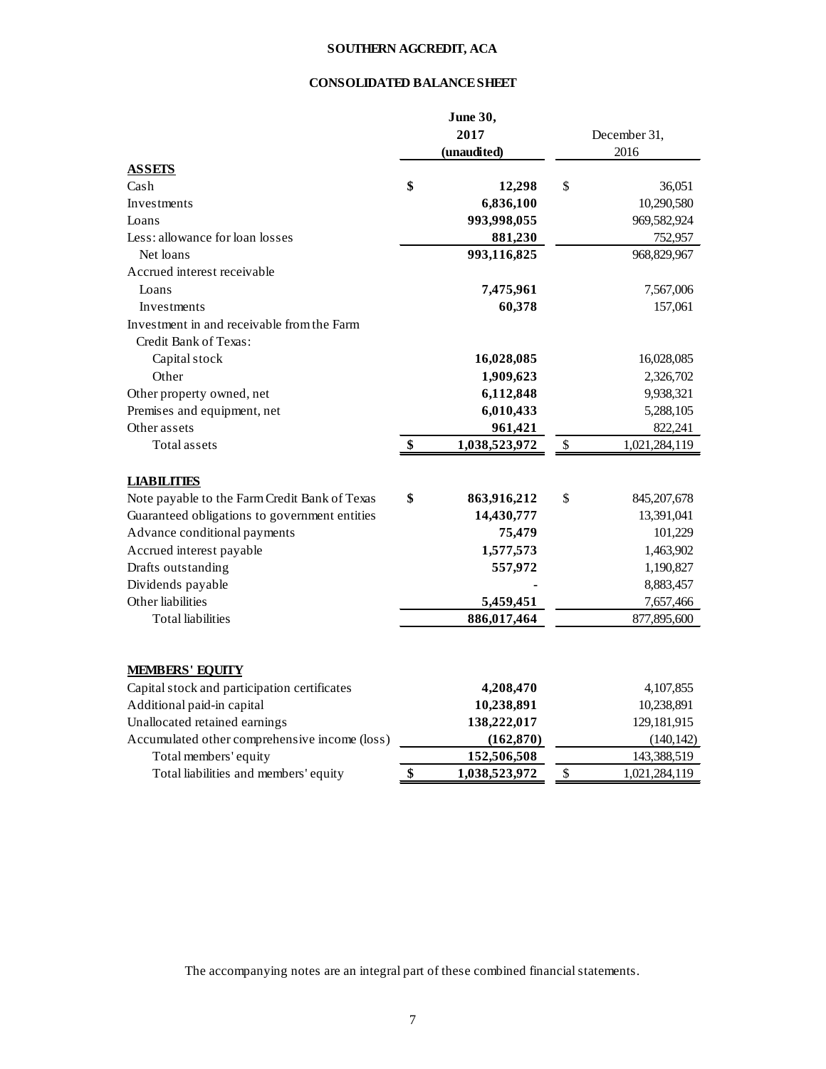# SOUTHERN AGCREDIT, ACA

## CONSOLIDATED BALANCE SHEET

| | June 30, 2017 (unaudited) | December 31, 2016 |
|---|---|---|
| **ASSETS** | | |
| Cash | **$ 12,298** | $ 36,051 |
| Investments | **6,836,100** | 10,290,580 |
| Loans | **993,998,055** | 969,582,924 |
| Less: allowance for loan losses | **881,230** | 752,957 |
| Net loans | **993,116,825** | 968,829,967 |
| Accrued interest receivable | | |
| Loans | **7,475,961** | 7,567,006 |
| Investments | **60,378** | 157,061 |
| Investment in and receivable from the Farm Credit Bank of Texas: | | |
| Capital stock | **16,028,085** | 16,028,085 |
| Other | **1,909,623** | 2,326,702 |
| Other property owned, net | **6,112,848** | 9,938,321 |
| Premises and equipment, net | **6,010,433** | 5,288,105 |
| Other assets | **961,421** | 822,241 |
| Total assets | **$ 1,038,523,972** | $ 1,021,284,119 |
| **LIABILITIES** | | |
| Note payable to the Farm Credit Bank of Texas | **$ 863,916,212** | $ 845,207,678 |
| Guaranteed obligations to government entities | **14,430,777** | 13,391,041 |
| Advance conditional payments | **75,479** | 101,229 |
| Accrued interest payable | **1,577,573** | 1,463,902 |
| Drafts outstanding | **557,972** | 1,190,827 |
| Dividends payable | **-** | 8,883,457 |
| Other liabilities | **5,459,451** | 7,657,466 |
| Total liabilities | **886,017,464** | 877,895,600 |
| **MEMBERS' EQUITY** | | |
| Capital stock and participation certificates | **4,208,470** | 4,107,855 |
| Additional paid-in capital | **10,238,891** | 10,238,891 |
| Unallocated retained earnings | **138,222,017** | 129,181,915 |
| Accumulated other comprehensive income (loss) | **(162,870)** | (140,142) |
| Total members' equity | **152,506,508** | 143,388,519 |
| Total liabilities and members' equity | **$ 1,038,523,972** | $ 1,021,284,119 |

The accompanying notes are an integral part of these combined financial statements.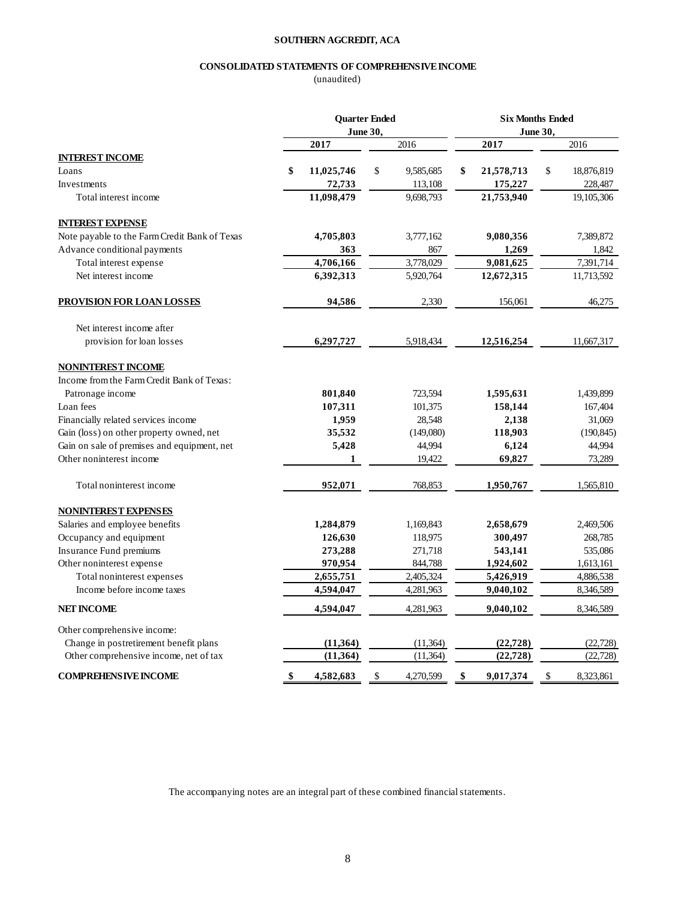**SOUTHERN AGCREDIT, ACA**

**CONSOLIDATED STATEMENTS OF COMPREHENSIVE INCOME**

(unaudited)

| | Quarter Ended June 30, | | Six Months Ended June 30, | |
|---|---|---|---|---|
| | **2017** | 2016 | **2017** | 2016 |
| **INTEREST INCOME** | | | | |
| Loans | **$ 11,025,746** | $ 9,585,685 | **$ 21,578,713** | $ 18,876,819 |
| Investments | **72,733** | 113,108 | **175,227** | 228,487 |
| Total interest income | **11,098,479** | 9,698,793 | **21,753,940** | 19,105,306 |
| **INTEREST EXPENSE** | | | | |
| Note payable to the Farm Credit Bank of Texas | **4,705,803** | 3,777,162 | **9,080,356** | 7,389,872 |
| Advance conditional payments | **363** | 867 | **1,269** | 1,842 |
| Total interest expense | **4,706,166** | 3,778,029 | **9,081,625** | 7,391,714 |
| Net interest income | **6,392,313** | 5,920,764 | **12,672,315** | 11,713,592 |
| **PROVISION FOR LOAN LOSSES** | **94,586** | 2,330 | 156,061 | 46,275 |
| Net interest income after provision for loan losses | **6,297,727** | 5,918,434 | **12,516,254** | 11,667,317 |
| **NONINTEREST INCOME** | | | | |
| Income from the Farm Credit Bank of Texas: | | | | |
| Patronage income | **801,840** | 723,594 | **1,595,631** | 1,439,899 |
| Loan fees | **107,311** | 101,375 | **158,144** | 167,404 |
| Financially related services income | **1,959** | 28,548 | **2,138** | 31,069 |
| Gain (loss) on other property owned, net | **35,532** | (149,080) | **118,903** | (190,845) |
| Gain on sale of premises and equipment, net | **5,428** | 44,994 | **6,124** | 44,994 |
| Other noninterest income | **1** | 19,422 | **69,827** | 73,289 |
| Total noninterest income | **952,071** | 768,853 | **1,950,767** | 1,565,810 |
| **NONINTEREST EXPENSES** | | | | |
| Salaries and employee benefits | **1,284,879** | 1,169,843 | **2,658,679** | 2,469,506 |
| Occupancy and equipment | **126,630** | 118,975 | **300,497** | 268,785 |
| Insurance Fund premiums | **273,288** | 271,718 | **543,141** | 535,086 |
| Other noninterest expense | **970,954** | 844,788 | **1,924,602** | 1,613,161 |
| Total noninterest expenses | **2,655,751** | 2,405,324 | **5,426,919** | 4,886,538 |
| Income before income taxes | **4,594,047** | 4,281,963 | **9,040,102** | 8,346,589 |
| **NET INCOME** | **4,594,047** | 4,281,963 | **9,040,102** | 8,346,589 |
| Other comprehensive income: | | | | |
| Change in postretirement benefit plans | **(11,364)** | (11,364) | **(22,728)** | (22,728) |
| Other comprehensive income, net of tax | **(11,364)** | (11,364) | **(22,728)** | (22,728) |
| **COMPREHENSIVE INCOME** | **$ 4,582,683** | $ 4,270,599 | **$ 9,017,374** | $ 8,323,861 |

The accompanying notes are an integral part of these combined financial statements.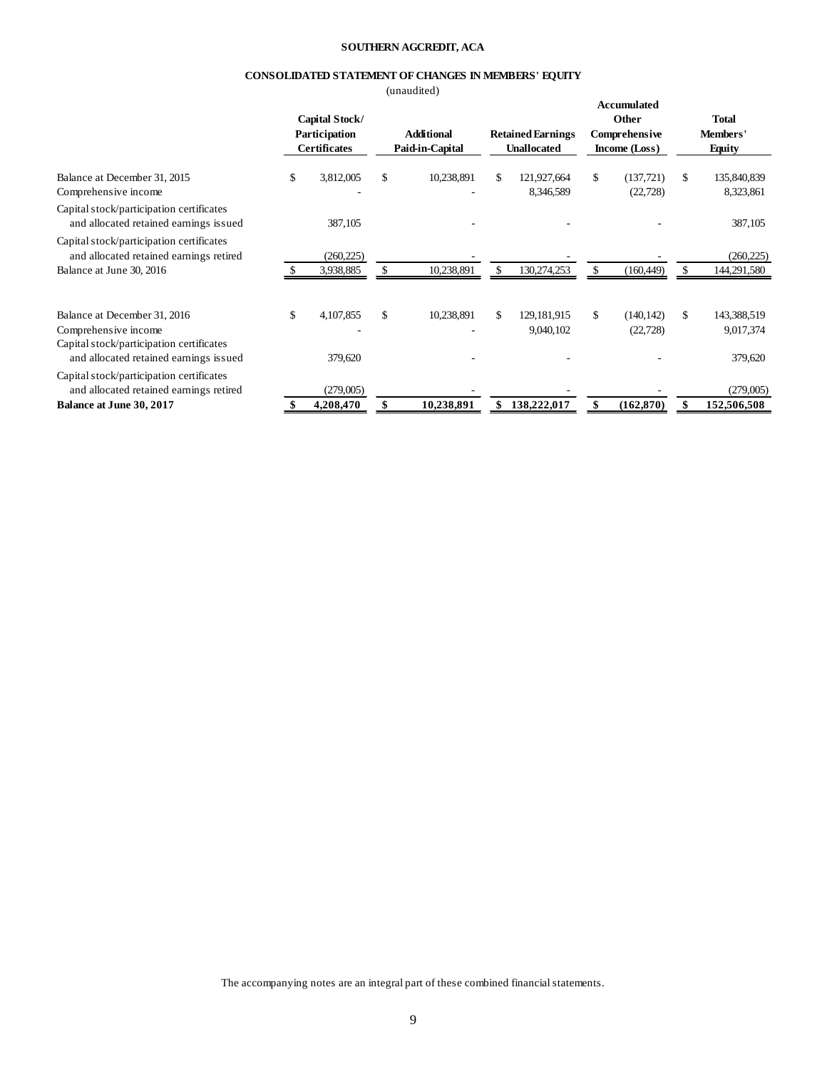**SOUTHERN AGCREDIT, ACA**

**CONSOLIDATED STATEMENT OF CHANGES IN MEMBERS' EQUITY**

(unaudited)

| | Capital Stock/ Participation Certificates | Additional Paid-in-Capital | Retained Earnings Unallocated | Accumulated Other Comprehensive Income (Loss) | Total Members' Equity |
|---|---|---|---|---|---|
| Balance at December 31, 2015 | $ 3,812,005 | $ 10,238,891 | $ 121,927,664 | $ (137,721) | $ 135,840,839 |
| Comprehensive income | - | - | 8,346,589 | (22,728) | 8,323,861 |
| Capital stock/participation certificates and allocated retained earnings issued | 387,105 | - | - | - | 387,105 |
| Capital stock/participation certificates and allocated retained earnings retired | (260,225) | - | - | - | (260,225) |
| Balance at June 30, 2016 | $ 3,938,885 | $ 10,238,891 | $ 130,274,253 | $ (160,449) | $ 144,291,580 |
| | | | | | |
| Balance at December 31, 2016 | $ 4,107,855 | $ 10,238,891 | $ 129,181,915 | $ (140,142) | $ 143,388,519 |
| Comprehensive income | - | - | 9,040,102 | (22,728) | 9,017,374 |
| Capital stock/participation certificates and allocated retained earnings issued | 379,620 | - | - | - | 379,620 |
| Capital stock/participation certificates and allocated retained earnings retired | (279,005) | - | - | - | (279,005) |
| **Balance at June 30, 2017** | **$ 4,208,470** | **$ 10,238,891** | **$ 138,222,017** | **$ (162,870)** | **$ 152,506,508** |

The accompanying notes are an integral part of these combined financial statements.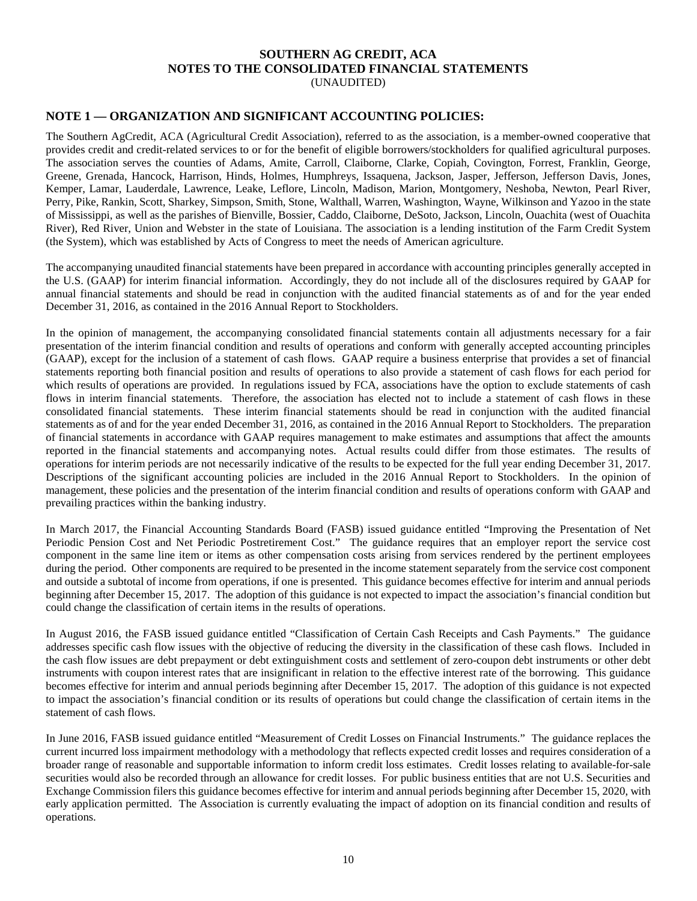# SOUTHERN AG CREDIT, ACA
## NOTES TO THE CONSOLIDATED FINANCIAL STATEMENTS
(UNAUDITED)

## NOTE 1 — ORGANIZATION AND SIGNIFICANT ACCOUNTING POLICIES:

The Southern AgCredit, ACA (Agricultural Credit Association), referred to as the association, is a member-owned cooperative that provides credit and credit-related services to or for the benefit of eligible borrowers/stockholders for qualified agricultural purposes. The association serves the counties of Adams, Amite, Carroll, Claiborne, Clarke, Copiah, Covington, Forrest, Franklin, George, Greene, Grenada, Hancock, Harrison, Hinds, Holmes, Humphreys, Issaquena, Jackson, Jasper, Jefferson, Jefferson Davis, Jones, Kemper, Lamar, Lauderdale, Lawrence, Leake, Leflore, Lincoln, Madison, Marion, Montgomery, Neshoba, Newton, Pearl River, Perry, Pike, Rankin, Scott, Sharkey, Simpson, Smith, Stone, Walthall, Warren, Washington, Wayne, Wilkinson and Yazoo in the state of Mississippi, as well as the parishes of Bienville, Bossier, Caddo, Claiborne, DeSoto, Jackson, Lincoln, Ouachita (west of Ouachita River), Red River, Union and Webster in the state of Louisiana. The association is a lending institution of the Farm Credit System (the System), which was established by Acts of Congress to meet the needs of American agriculture.

The accompanying unaudited financial statements have been prepared in accordance with accounting principles generally accepted in the U.S. (GAAP) for interim financial information. Accordingly, they do not include all of the disclosures required by GAAP for annual financial statements and should be read in conjunction with the audited financial statements as of and for the year ended December 31, 2016, as contained in the 2016 Annual Report to Stockholders.

In the opinion of management, the accompanying consolidated financial statements contain all adjustments necessary for a fair presentation of the interim financial condition and results of operations and conform with generally accepted accounting principles (GAAP), except for the inclusion of a statement of cash flows. GAAP require a business enterprise that provides a set of financial statements reporting both financial position and results of operations to also provide a statement of cash flows for each period for which results of operations are provided. In regulations issued by FCA, associations have the option to exclude statements of cash flows in interim financial statements. Therefore, the association has elected not to include a statement of cash flows in these consolidated financial statements. These interim financial statements should be read in conjunction with the audited financial statements as of and for the year ended December 31, 2016, as contained in the 2016 Annual Report to Stockholders. The preparation of financial statements in accordance with GAAP requires management to make estimates and assumptions that affect the amounts reported in the financial statements and accompanying notes. Actual results could differ from those estimates. The results of operations for interim periods are not necessarily indicative of the results to be expected for the full year ending December 31, 2017. Descriptions of the significant accounting policies are included in the 2016 Annual Report to Stockholders. In the opinion of management, these policies and the presentation of the interim financial condition and results of operations conform with GAAP and prevailing practices within the banking industry.

In March 2017, the Financial Accounting Standards Board (FASB) issued guidance entitled "Improving the Presentation of Net Periodic Pension Cost and Net Periodic Postretirement Cost." The guidance requires that an employer report the service cost component in the same line item or items as other compensation costs arising from services rendered by the pertinent employees during the period. Other components are required to be presented in the income statement separately from the service cost component and outside a subtotal of income from operations, if one is presented. This guidance becomes effective for interim and annual periods beginning after December 15, 2017. The adoption of this guidance is not expected to impact the association's financial condition but could change the classification of certain items in the results of operations.

In August 2016, the FASB issued guidance entitled "Classification of Certain Cash Receipts and Cash Payments." The guidance addresses specific cash flow issues with the objective of reducing the diversity in the classification of these cash flows. Included in the cash flow issues are debt prepayment or debt extinguishment costs and settlement of zero-coupon debt instruments or other debt instruments with coupon interest rates that are insignificant in relation to the effective interest rate of the borrowing. This guidance becomes effective for interim and annual periods beginning after December 15, 2017. The adoption of this guidance is not expected to impact the association's financial condition or its results of operations but could change the classification of certain items in the statement of cash flows.

In June 2016, FASB issued guidance entitled "Measurement of Credit Losses on Financial Instruments." The guidance replaces the current incurred loss impairment methodology with a methodology that reflects expected credit losses and requires consideration of a broader range of reasonable and supportable information to inform credit loss estimates. Credit losses relating to available-for-sale securities would also be recorded through an allowance for credit losses. For public business entities that are not U.S. Securities and Exchange Commission filers this guidance becomes effective for interim and annual periods beginning after December 15, 2020, with early application permitted. The Association is currently evaluating the impact of adoption on its financial condition and results of operations.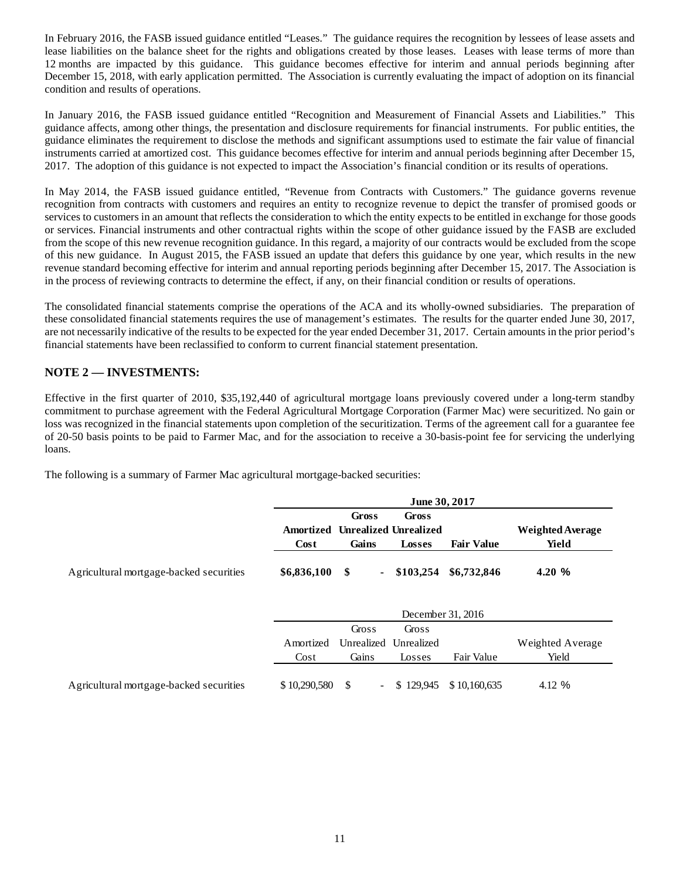In February 2016, the FASB issued guidance entitled "Leases." The guidance requires the recognition by lessees of lease assets and lease liabilities on the balance sheet for the rights and obligations created by those leases. Leases with lease terms of more than 12 months are impacted by this guidance. This guidance becomes effective for interim and annual periods beginning after December 15, 2018, with early application permitted. The Association is currently evaluating the impact of adoption on its financial condition and results of operations.

In January 2016, the FASB issued guidance entitled "Recognition and Measurement of Financial Assets and Liabilities." This guidance affects, among other things, the presentation and disclosure requirements for financial instruments. For public entities, the guidance eliminates the requirement to disclose the methods and significant assumptions used to estimate the fair value of financial instruments carried at amortized cost. This guidance becomes effective for interim and annual periods beginning after December 15, 2017. The adoption of this guidance is not expected to impact the Association's financial condition or its results of operations.

In May 2014, the FASB issued guidance entitled, "Revenue from Contracts with Customers." The guidance governs revenue recognition from contracts with customers and requires an entity to recognize revenue to depict the transfer of promised goods or services to customers in an amount that reflects the consideration to which the entity expects to be entitled in exchange for those goods or services. Financial instruments and other contractual rights within the scope of other guidance issued by the FASB are excluded from the scope of this new revenue recognition guidance. In this regard, a majority of our contracts would be excluded from the scope of this new guidance. In August 2015, the FASB issued an update that defers this guidance by one year, which results in the new revenue standard becoming effective for interim and annual reporting periods beginning after December 15, 2017. The Association is in the process of reviewing contracts to determine the effect, if any, on their financial condition or results of operations.

The consolidated financial statements comprise the operations of the ACA and its wholly-owned subsidiaries. The preparation of these consolidated financial statements requires the use of management's estimates. The results for the quarter ended June 30, 2017, are not necessarily indicative of the results to be expected for the year ended December 31, 2017. Certain amounts in the prior period's financial statements have been reclassified to conform to current financial statement presentation.

## NOTE 2 — INVESTMENTS:

Effective in the first quarter of 2010, $35,192,440 of agricultural mortgage loans previously covered under a long-term standby commitment to purchase agreement with the Federal Agricultural Mortgage Corporation (Farmer Mac) were securitized. No gain or loss was recognized in the financial statements upon completion of the securitization. Terms of the agreement call for a guarantee fee of 20-50 basis points to be paid to Farmer Mac, and for the association to receive a 30-basis-point fee for servicing the underlying loans.

The following is a summary of Farmer Mac agricultural mortgage-backed securities:

| | June 30, 2017 | | | | |
|---|---|---|---|---|---|
| | **Amortized Cost** | **Gross Unrealized Gains** | **Gross Unrealized Losses** | **Fair Value** | **Weighted Average Yield** |
| Agricultural mortgage-backed securities | **$6,836,100** | **$ -** | **$103,254** | **$6,732,846** | **4.20 %** |

| | December 31, 2016 | | | | |
|---|---|---|---|---|---|
| | Amortized Cost | Gross Unrealized Gains | Gross Unrealized Losses | Fair Value | Weighted Average Yield |
| Agricultural mortgage-backed securities | $ 10,290,580 | $ - | $ 129,945 | $ 10,160,635 | 4.12 % |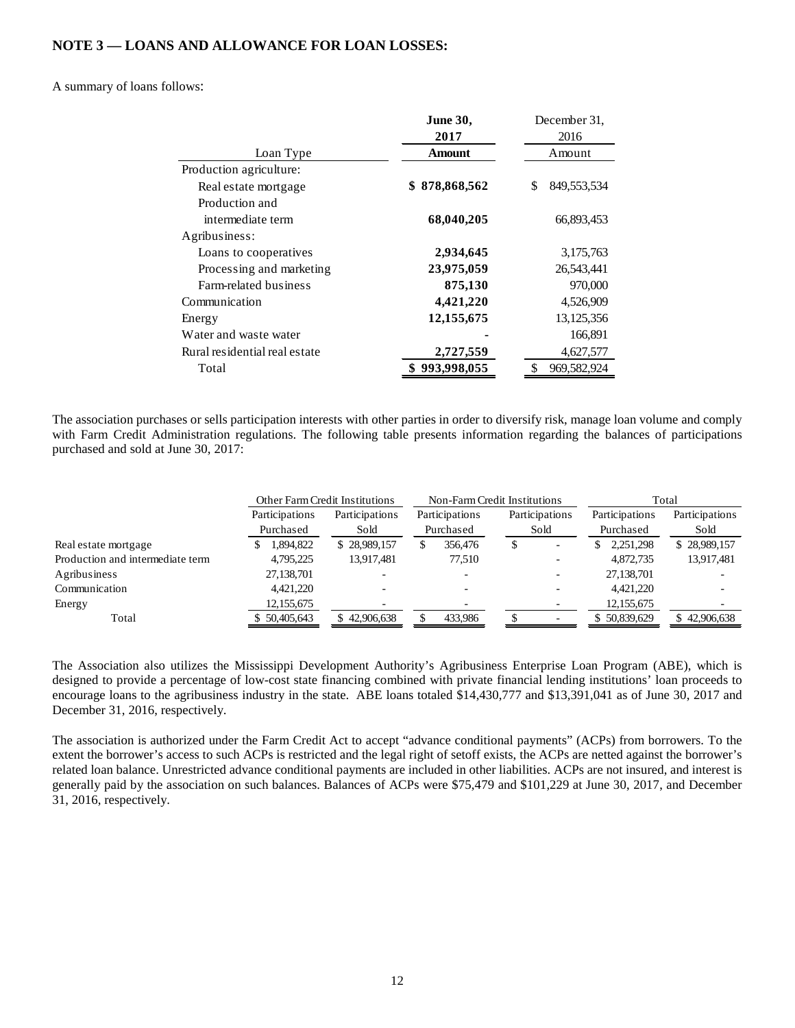## NOTE 3 — LOANS AND ALLOWANCE FOR LOAN LOSSES:

A summary of loans follows:

| Loan Type | June 30, 2017 Amount | December 31, 2016 Amount |
|---|---|---|
| Production agriculture: | | |
| Real estate mortgage | **$ 878,868,562** | $ 849,553,534 |
| Production and intermediate term | **68,040,205** | 66,893,453 |
| Agribusiness: | | |
| Loans to cooperatives | **2,934,645** | 3,175,763 |
| Processing and marketing | **23,975,059** | 26,543,441 |
| Farm-related business | **875,130** | 970,000 |
| Communication | **4,421,220** | 4,526,909 |
| Energy | **12,155,675** | 13,125,356 |
| Water and waste water | **-** | 166,891 |
| Rural residential real estate | **2,727,559** | 4,627,577 |
| Total | **$ 993,998,055** | $ 969,582,924 |

The association purchases or sells participation interests with other parties in order to diversify risk, manage loan volume and comply with Farm Credit Administration regulations. The following table presents information regarding the balances of participations purchased and sold at June 30, 2017:

| | Other Farm Credit Institutions | | Non-Farm Credit Institutions | | Total | |
|---|---|---|---|---|---|---|
| | Participations Purchased | Participations Sold | Participations Purchased | Participations Sold | Participations Purchased | Participations Sold |
| Real estate mortgage | $ 1,894,822 | $ 28,989,157 | $ 356,476 | $ - | $ 2,251,298 | $ 28,989,157 |
| Production and intermediate term | 4,795,225 | 13,917,481 | 77,510 | - | 4,872,735 | 13,917,481 |
| Agribusiness | 27,138,701 | - | - | - | 27,138,701 | - |
| Communication | 4,421,220 | - | - | - | 4,421,220 | - |
| Energy | 12,155,675 | - | - | - | 12,155,675 | - |
| Total | $ 50,405,643 | $ 42,906,638 | $ 433,986 | $ - | $ 50,839,629 | $ 42,906,638 |

The Association also utilizes the Mississippi Development Authority's Agribusiness Enterprise Loan Program (ABE), which is designed to provide a percentage of low-cost state financing combined with private financial lending institutions' loan proceeds to encourage loans to the agribusiness industry in the state. ABE loans totaled $14,430,777 and $13,391,041 as of June 30, 2017 and December 31, 2016, respectively.

The association is authorized under the Farm Credit Act to accept "advance conditional payments" (ACPs) from borrowers. To the extent the borrower's access to such ACPs is restricted and the legal right of setoff exists, the ACPs are netted against the borrower's related loan balance. Unrestricted advance conditional payments are included in other liabilities. ACPs are not insured, and interest is generally paid by the association on such balances. Balances of ACPs were $75,479 and $101,229 at June 30, 2017, and December 31, 2016, respectively.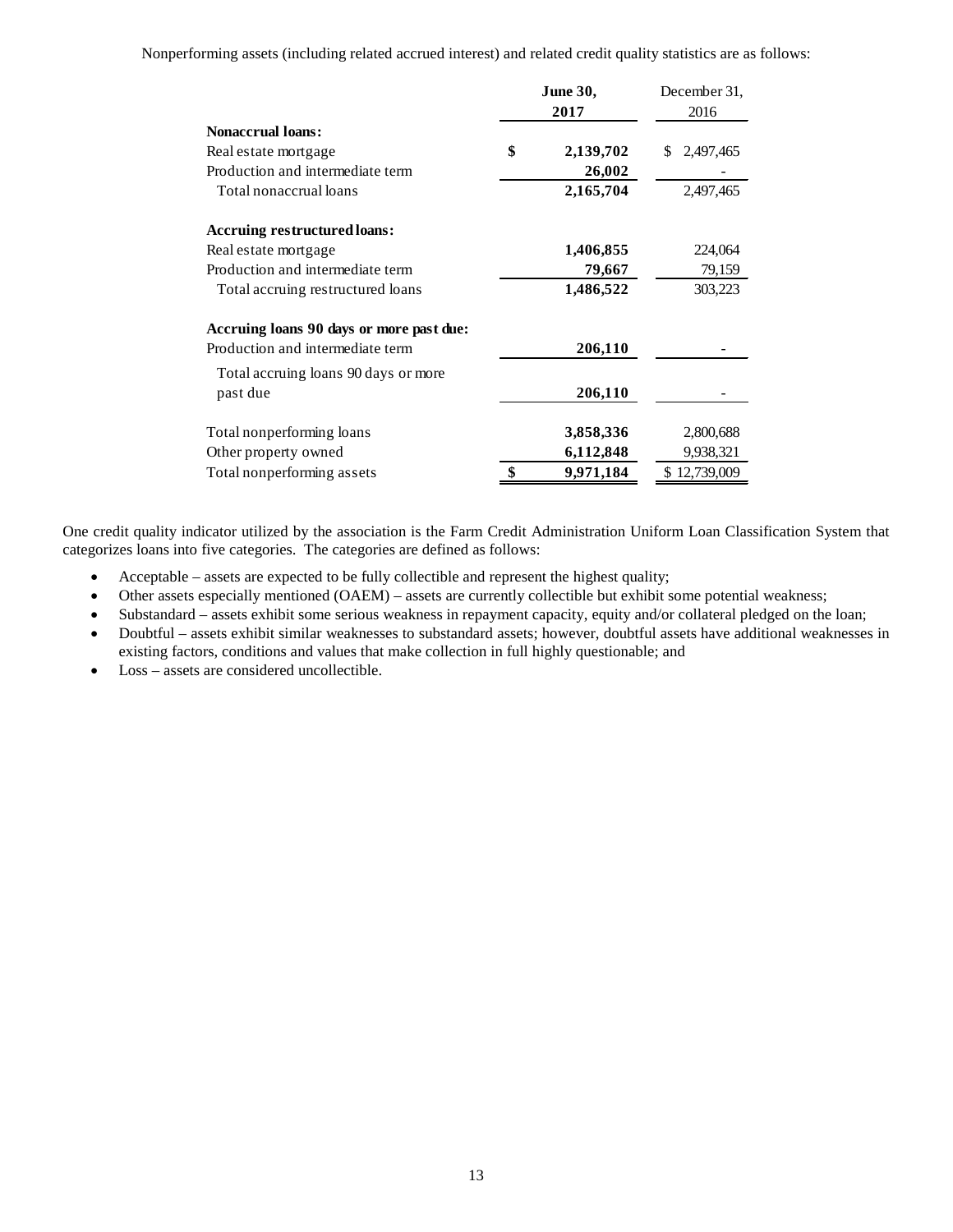Nonperforming assets (including related accrued interest) and related credit quality statistics are as follows:

| | June 30, 2017 | December 31, 2016 |
|---|---|---|
| **Nonaccrual loans:** | | |
| Real estate mortgage | $ 2,139,702 | $ 2,497,465 |
| Production and intermediate term | 26,002 | - |
| Total nonaccrual loans | 2,165,704 | 2,497,465 |
| **Accruing restructured loans:** | | |
| Real estate mortgage | 1,406,855 | 224,064 |
| Production and intermediate term | 79,667 | 79,159 |
| Total accruing restructured loans | 1,486,522 | 303,223 |
| **Accruing loans 90 days or more past due:** | | |
| Production and intermediate term | 206,110 | - |
| Total accruing loans 90 days or more past due | 206,110 | - |
| Total nonperforming loans | 3,858,336 | 2,800,688 |
| Other property owned | 6,112,848 | 9,938,321 |
| Total nonperforming assets | $ 9,971,184 | $ 12,739,009 |

One credit quality indicator utilized by the association is the Farm Credit Administration Uniform Loan Classification System that categorizes loans into five categories. The categories are defined as follows:

- Acceptable – assets are expected to be fully collectible and represent the highest quality;
- Other assets especially mentioned (OAEM) – assets are currently collectible but exhibit some potential weakness;
- Substandard – assets exhibit some serious weakness in repayment capacity, equity and/or collateral pledged on the loan;
- Doubtful – assets exhibit similar weaknesses to substandard assets; however, doubtful assets have additional weaknesses in existing factors, conditions and values that make collection in full highly questionable; and
- Loss – assets are considered uncollectible.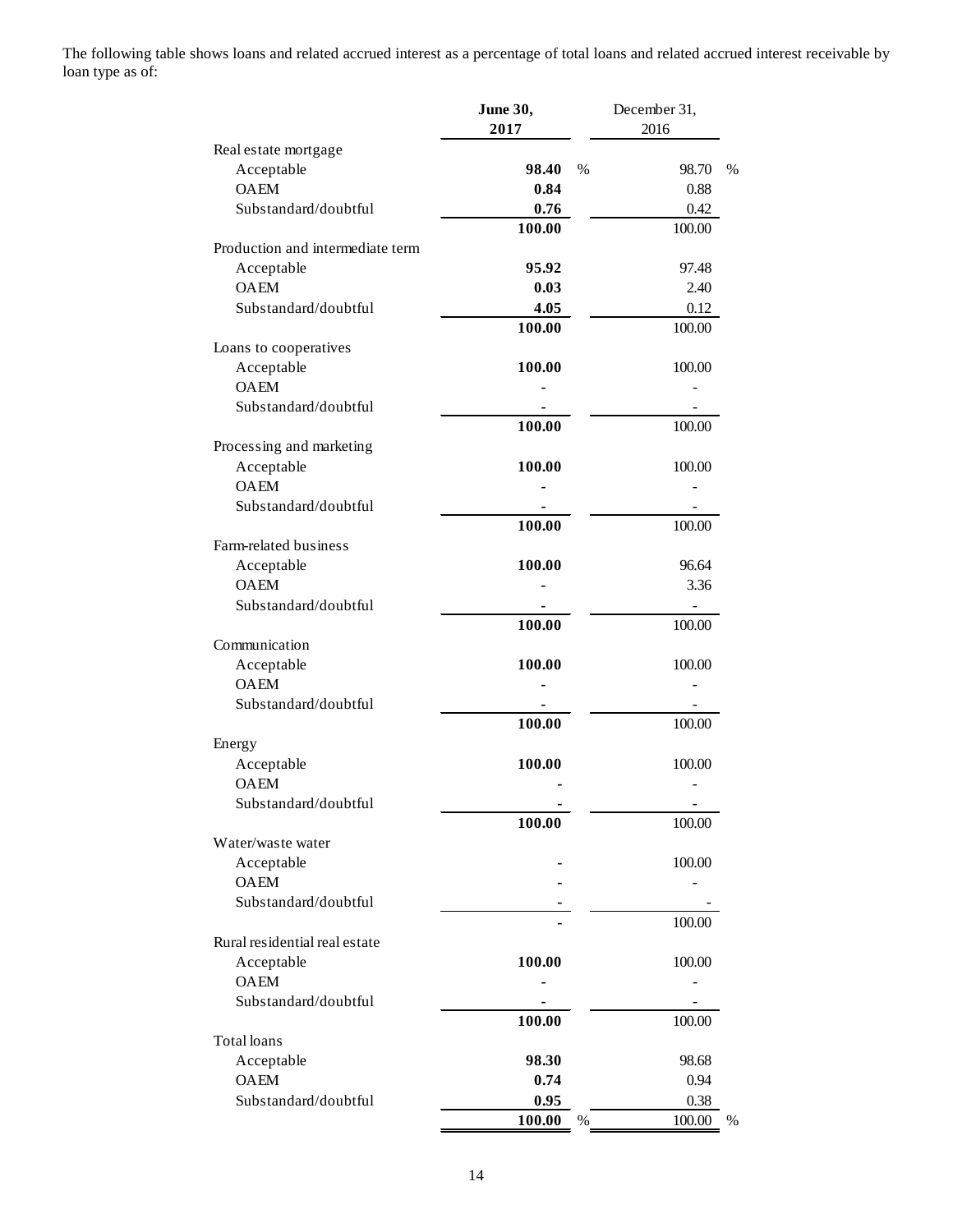The following table shows loans and related accrued interest as a percentage of total loans and related accrued interest receivable by loan type as of:

| | June 30, 2017 | December 31, 2016 |
|---|---|---|
| **Real estate mortgage** | | |
| Acceptable | 98.40 % | 98.70 % |
| OAEM | 0.84 | 0.88 |
| Substandard/doubtful | 0.76 | 0.42 |
| | 100.00 | 100.00 |
| **Production and intermediate term** | | |
| Acceptable | 95.92 | 97.48 |
| OAEM | 0.03 | 2.40 |
| Substandard/doubtful | 4.05 | 0.12 |
| | 100.00 | 100.00 |
| **Loans to cooperatives** | | |
| Acceptable | 100.00 | 100.00 |
| OAEM | - | - |
| Substandard/doubtful | - | - |
| | 100.00 | 100.00 |
| **Processing and marketing** | | |
| Acceptable | 100.00 | 100.00 |
| OAEM | - | - |
| Substandard/doubtful | - | - |
| | 100.00 | 100.00 |
| **Farm-related business** | | |
| Acceptable | 100.00 | 96.64 |
| OAEM | - | 3.36 |
| Substandard/doubtful | - | - |
| | 100.00 | 100.00 |
| **Communication** | | |
| Acceptable | 100.00 | 100.00 |
| OAEM | - | - |
| Substandard/doubtful | - | - |
| | 100.00 | 100.00 |
| **Energy** | | |
| Acceptable | 100.00 | 100.00 |
| OAEM | - | - |
| Substandard/doubtful | - | - |
| | 100.00 | 100.00 |
| **Water/waste water** | | |
| Acceptable | - | 100.00 |
| OAEM | - | - |
| Substandard/doubtful | - | - |
| | - | 100.00 |
| **Rural residential real estate** | | |
| Acceptable | 100.00 | 100.00 |
| OAEM | - | - |
| Substandard/doubtful | - | - |
| | 100.00 | 100.00 |
| **Total loans** | | |
| Acceptable | 98.30 | 98.68 |
| OAEM | 0.74 | 0.94 |
| Substandard/doubtful | 0.95 | 0.38 |
| | 100.00 % | 100.00 % |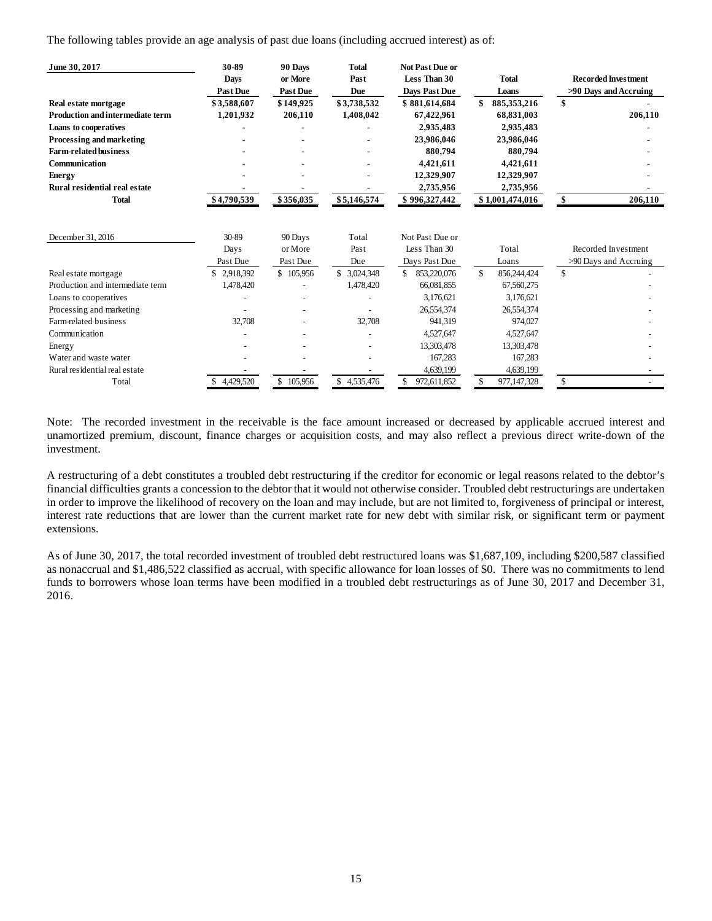The following tables provide an age analysis of past due loans (including accrued interest) as of:

| **June 30, 2017** | **30-89 Days Past Due** | **90 Days or More Past Due** | **Total Past Due** | **Not Past Due or Less Than 30 Days Past Due** | **Total Loans** | **Recorded Investment >90 Days and Accruing** |
|---|---|---|---|---|---|---|
| **Real estate mortgage** | **$3,588,607** | **$149,925** | **$3,738,532** | **$ 881,614,684** | **$ 885,353,216** | **$ -** |
| **Production and intermediate term** | **1,201,932** | **206,110** | **1,408,042** | **67,422,961** | **68,831,003** | **206,110** |
| **Loans to cooperatives** | **-** | **-** | **-** | **2,935,483** | **2,935,483** | **-** |
| **Processing and marketing** | **-** | **-** | **-** | **23,986,046** | **23,986,046** | **-** |
| **Farm-related business** | **-** | **-** | **-** | **880,794** | **880,794** | **-** |
| **Communication** | **-** | **-** | **-** | **4,421,611** | **4,421,611** | **-** |
| **Energy** | **-** | **-** | **-** | **12,329,907** | **12,329,907** | **-** |
| **Rural residential real estate** | **-** | **-** | **-** | **2,735,956** | **2,735,956** | **-** |
| **Total** | **$4,790,539** | **$356,035** | **$5,146,574** | **$ 996,327,442** | **$ 1,001,474,016** | **$ 206,110** |

| December 31, 2016 | 30-89 Days Past Due | 90 Days or More Past Due | Total Past Due | Not Past Due or Less Than 30 Days Past Due | Total Loans | Recorded Investment >90 Days and Accruing |
|---|---|---|---|---|---|---|
| Real estate mortgage | $ 2,918,392 | $ 105,956 | $ 3,024,348 | $ 853,220,076 | $ 856,244,424 | $ - |
| Production and intermediate term | 1,478,420 | - | 1,478,420 | 66,081,855 | 67,560,275 | - |
| Loans to cooperatives | - | - | - | 3,176,621 | 3,176,621 | - |
| Processing and marketing | - | - | - | 26,554,374 | 26,554,374 | - |
| Farm-related business | 32,708 | - | 32,708 | 941,319 | 974,027 | - |
| Communication | - | - | - | 4,527,647 | 4,527,647 | - |
| Energy | - | - | - | 13,303,478 | 13,303,478 | - |
| Water and waste water | - | - | - | 167,283 | 167,283 | - |
| Rural residential real estate | - | - | - | 4,639,199 | 4,639,199 | - |
| Total | $ 4,429,520 | $ 105,956 | $ 4,535,476 | $ 972,611,852 | $ 977,147,328 | $ - |

Note: The recorded investment in the receivable is the face amount increased or decreased by applicable accrued interest and unamortized premium, discount, finance charges or acquisition costs, and may also reflect a previous direct write-down of the investment.

A restructuring of a debt constitutes a troubled debt restructuring if the creditor for economic or legal reasons related to the debtor's financial difficulties grants a concession to the debtor that it would not otherwise consider. Troubled debt restructurings are undertaken in order to improve the likelihood of recovery on the loan and may include, but are not limited to, forgiveness of principal or interest, interest rate reductions that are lower than the current market rate for new debt with similar risk, or significant term or payment extensions.

As of June 30, 2017, the total recorded investment of troubled debt restructured loans was $1,687,109, including $200,587 classified as nonaccrual and $1,486,522 classified as accrual, with specific allowance for loan losses of $0. There was no commitments to lend funds to borrowers whose loan terms have been modified in a troubled debt restructurings as of June 30, 2017 and December 31, 2016.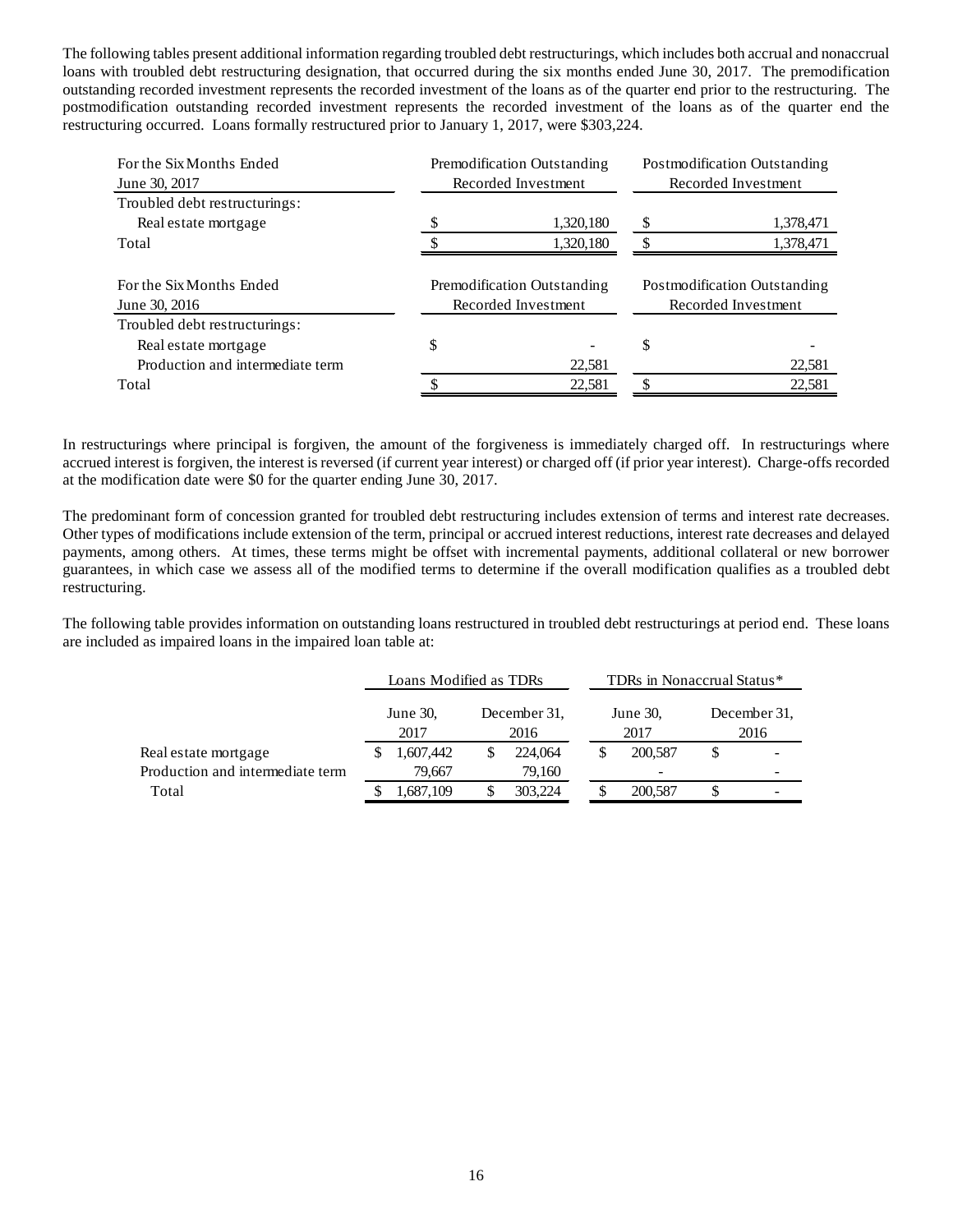The following tables present additional information regarding troubled debt restructurings, which includes both accrual and nonaccrual loans with troubled debt restructuring designation, that occurred during the six months ended June 30, 2017. The premodification outstanding recorded investment represents the recorded investment of the loans as of the quarter end prior to the restructuring. The postmodification outstanding recorded investment represents the recorded investment of the loans as of the quarter end the restructuring occurred. Loans formally restructured prior to January 1, 2017, were $303,224.

| For the Six Months Ended June 30, 2017 | Premodification Outstanding Recorded Investment | Postmodification Outstanding Recorded Investment |
|---|---|---|
| Troubled debt restructurings: | | |
| Real estate mortgage | $ 1,320,180 | $ 1,378,471 |
| Total | $ 1,320,180 | $ 1,378,471 |

| For the Six Months Ended June 30, 2016 | Premodification Outstanding Recorded Investment | Postmodification Outstanding Recorded Investment |
|---|---|---|
| Troubled debt restructurings: | | |
| Real estate mortgage | $ - | $ - |
| Production and intermediate term | 22,581 | 22,581 |
| Total | $ 22,581 | $ 22,581 |

In restructurings where principal is forgiven, the amount of the forgiveness is immediately charged off. In restructurings where accrued interest is forgiven, the interest is reversed (if current year interest) or charged off (if prior year interest). Charge-offs recorded at the modification date were $0 for the quarter ending June 30, 2017.

The predominant form of concession granted for troubled debt restructuring includes extension of terms and interest rate decreases. Other types of modifications include extension of the term, principal or accrued interest reductions, interest rate decreases and delayed payments, among others. At times, these terms might be offset with incremental payments, additional collateral or new borrower guarantees, in which case we assess all of the modified terms to determine if the overall modification qualifies as a troubled debt restructuring.

The following table provides information on outstanding loans restructured in troubled debt restructurings at period end. These loans are included as impaired loans in the impaired loan table at:

| | Loans Modified as TDRs | | TDRs in Nonaccrual Status* | |
|---|---|---|---|---|
| | June 30, 2017 | December 31, 2016 | June 30, 2017 | December 31, 2016 |
| Real estate mortgage | $ 1,607,442 | $ 224,064 | $ 200,587 | $ - |
| Production and intermediate term | 79,667 | 79,160 | - | - |
| Total | $ 1,687,109 | $ 303,224 | $ 200,587 | $ - |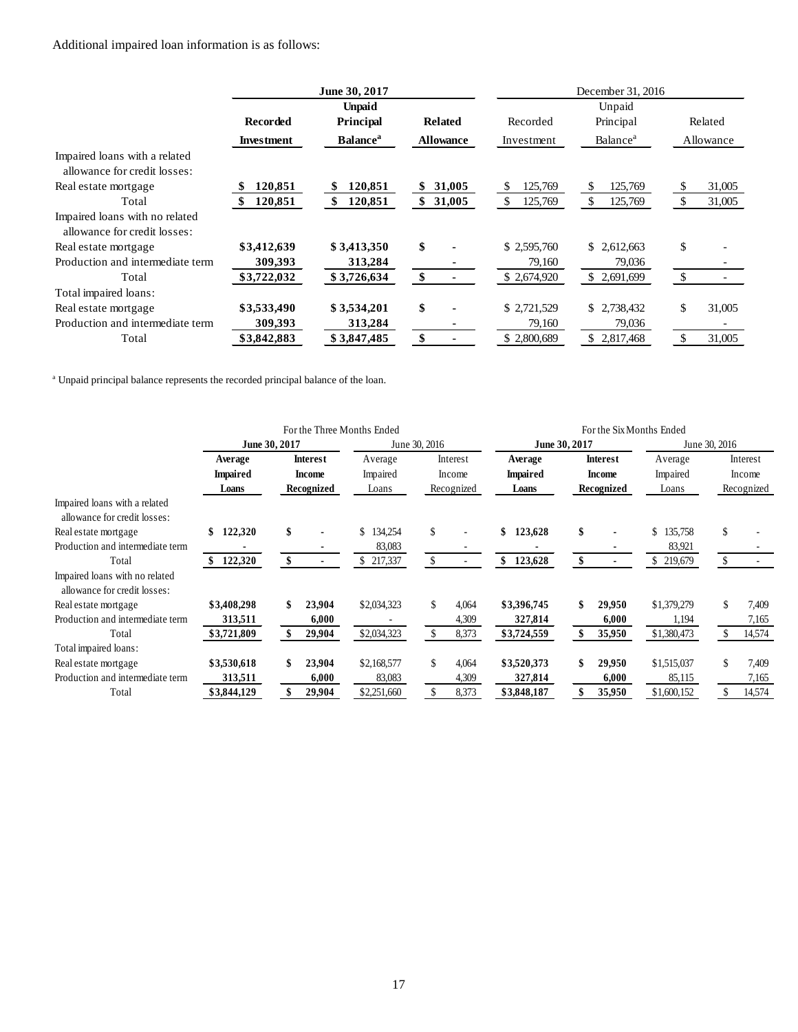Additional impaired loan information is as follows:

| | June 30, 2017 | | | December 31, 2016 | | |
|---|---|---|---|---|---|---|
| | Recorded Investment | Unpaid Principal Balance[a] | Related Allowance | Recorded Investment | Unpaid Principal Balance[a] | Related Allowance |
| Impaired loans with a related allowance for credit losses: | | | | | | |
| Real estate mortgage | $ 120,851 | $ 120,851 | $ 31,005 | $ 125,769 | $ 125,769 | $ 31,005 |
| Total | $ 120,851 | $ 120,851 | $ 31,005 | $ 125,769 | $ 125,769 | $ 31,005 |
| Impaired loans with no related allowance for credit losses: | | | | | | |
| Real estate mortgage | $3,412,639 | $ 3,413,350 | $ - | $ 2,595,760 | $ 2,612,663 | $ - |
| Production and intermediate term | 309,393 | 313,284 | - | 79,160 | 79,036 | - |
| Total | $3,722,032 | $ 3,726,634 | $ - | $ 2,674,920 | $ 2,691,699 | $ - |
| Total impaired loans: | | | | | | |
| Real estate mortgage | $3,533,490 | $ 3,534,201 | $ - | $ 2,721,529 | $ 2,738,432 | $ 31,005 |
| Production and intermediate term | 309,393 | 313,284 | - | 79,160 | 79,036 | - |
| Total | $3,842,883 | $ 3,847,485 | $ - | $ 2,800,689 | $ 2,817,468 | $ 31,005 |

[a] Unpaid principal balance represents the recorded principal balance of the loan.

| | For the Three Months Ended | | | | For the Six Months Ended | | | |
|---|---|---|---|---|---|---|---|---|
| | June 30, 2017 | | June 30, 2016 | | June 30, 2017 | | June 30, 2016 | |
| | Average Impaired Loans | Interest Income Recognized | Average Impaired Loans | Interest Income Recognized | Average Impaired Loans | Interest Income Recognized | Average Impaired Loans | Interest Income Recognized |
| Impaired loans with a related allowance for credit losses: | | | | | | | | |
| Real estate mortgage | $ 122,320 | $ - | $ 134,254 | $ - | $ 123,628 | $ - | $ 135,758 | $ - |
| Production and intermediate term | - | - | 83,083 | - | - | - | 83,921 | - |
| Total | $ 122,320 | $ - | $ 217,337 | $ - | $ 123,628 | $ - | $ 219,679 | $ - |
| Impaired loans with no related allowance for credit losses: | | | | | | | | |
| Real estate mortgage | $3,408,298 | $ 23,904 | $2,034,323 | $ 4,064 | $3,396,745 | $ 29,950 | $1,379,279 | $ 7,409 |
| Production and intermediate term | 313,511 | 6,000 | - | 4,309 | 327,814 | 6,000 | 1,194 | 7,165 |
| Total | $3,721,809 | $ 29,904 | $2,034,323 | $ 8,373 | $3,724,559 | $ 35,950 | $1,380,473 | $ 14,574 |
| Total impaired loans: | | | | | | | | |
| Real estate mortgage | $3,530,618 | $ 23,904 | $2,168,577 | $ 4,064 | $3,520,373 | $ 29,950 | $1,515,037 | $ 7,409 |
| Production and intermediate term | 313,511 | 6,000 | 83,083 | 4,309 | 327,814 | 6,000 | 85,115 | 7,165 |
| Total | $3,844,129 | $ 29,904 | $2,251,660 | $ 8,373 | $3,848,187 | $ 35,950 | $1,600,152 | $ 14,574 |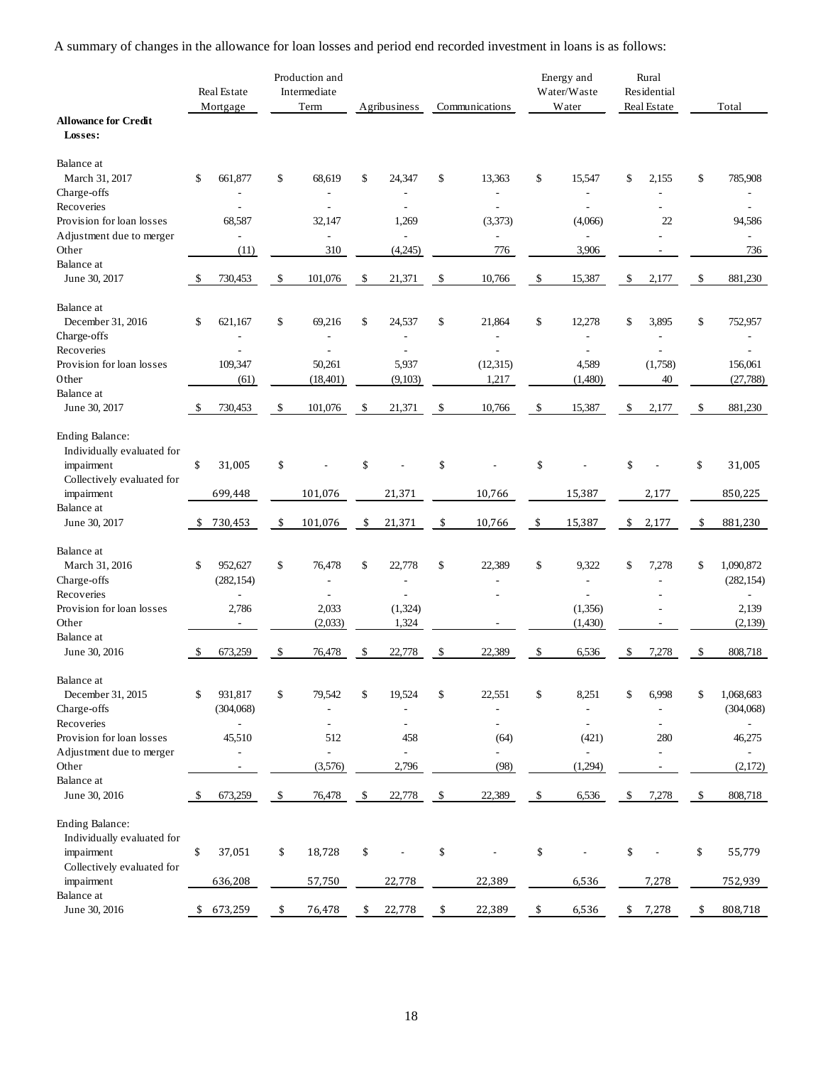A summary of changes in the allowance for loan losses and period end recorded investment in loans is as follows:

| | Real Estate Mortgage | Production and Intermediate Term | Agribusiness | Communications | Energy and Water/Waste Water | Rural Residential Real Estate | Total |
|---|---|---|---|---|---|---|---|
| **Allowance for Credit Losses:** | | | | | | | |
| Balance at March 31, 2017 | $ 661,877 | $ 68,619 | $ 24,347 | $ 13,363 | $ 15,547 | $ 2,155 | $ 785,908 |
| Charge-offs | - | - | - | - | - | - | - |
| Recoveries | - | - | - | - | - | - | - |
| Provision for loan losses | 68,587 | 32,147 | 1,269 | (3,373) | (4,066) | 22 | 94,586 |
| Adjustment due to merger | - | - | - | - | - | - | - |
| Other | (11) | 310 | (4,245) | 776 | 3,906 | - | 736 |
| Balance at June 30, 2017 | $ 730,453 | $ 101,076 | $ 21,371 | $ 10,766 | $ 15,387 | $ 2,177 | $ 881,230 |
| | | | | | | | |
| Balance at December 31, 2016 | $ 621,167 | $ 69,216 | $ 24,537 | $ 21,864 | $ 12,278 | $ 3,895 | $ 752,957 |
| Charge-offs | - | - | - | - | - | - | - |
| Recoveries | - | - | - | - | - | - | - |
| Provision for loan losses | 109,347 | 50,261 | 5,937 | (12,315) | 4,589 | (1,758) | 156,061 |
| Other | (61) | (18,401) | (9,103) | 1,217 | (1,480) | 40 | (27,788) |
| Balance at June 30, 2017 | $ 730,453 | $ 101,076 | $ 21,371 | $ 10,766 | $ 15,387 | $ 2,177 | $ 881,230 |
| | | | | | | | |
| Ending Balance: | | | | | | | |
| Individually evaluated for impairment | $ 31,005 | $ - | $ - | $ - | $ - | $ - | $ 31,005 |
| Collectively evaluated for impairment | 699,448 | 101,076 | 21,371 | 10,766 | 15,387 | 2,177 | 850,225 |
| Balance at June 30, 2017 | $ 730,453 | $ 101,076 | $ 21,371 | $ 10,766 | $ 15,387 | $ 2,177 | $ 881,230 |
| | | | | | | | |
| Balance at March 31, 2016 | $ 952,627 | $ 76,478 | $ 22,778 | $ 22,389 | $ 9,322 | $ 7,278 | $ 1,090,872 |
| Charge-offs | (282,154) | - | - | - | - | - | (282,154) |
| Recoveries | - | - | - | - | - | - | - |
| Provision for loan losses | 2,786 | 2,033 | (1,324) | | (1,356) | - | 2,139 |
| Other | - | (2,033) | 1,324 | - | (1,430) | - | (2,139) |
| Balance at June 30, 2016 | $ 673,259 | $ 76,478 | $ 22,778 | $ 22,389 | $ 6,536 | $ 7,278 | $ 808,718 |
| | | | | | | | |
| Balance at December 31, 2015 | $ 931,817 | $ 79,542 | $ 19,524 | $ 22,551 | $ 8,251 | $ 6,998 | $ 1,068,683 |
| Charge-offs | (304,068) | - | - | - | - | - | (304,068) |
| Recoveries | - | - | - | - | - | - | - |
| Provision for loan losses | 45,510 | 512 | 458 | (64) | (421) | 280 | 46,275 |
| Adjustment due to merger | - | - | - | - | - | - | - |
| Other | - | (3,576) | 2,796 | (98) | (1,294) | - | (2,172) |
| Balance at June 30, 2016 | $ 673,259 | $ 76,478 | $ 22,778 | $ 22,389 | $ 6,536 | $ 7,278 | $ 808,718 |
| | | | | | | | |
| Ending Balance: | | | | | | | |
| Individually evaluated for impairment | $ 37,051 | $ 18,728 | $ - | $ - | $ - | $ - | $ 55,779 |
| Collectively evaluated for impairment | 636,208 | 57,750 | 22,778 | 22,389 | 6,536 | 7,278 | 752,939 |
| Balance at June 30, 2016 | $ 673,259 | $ 76,478 | $ 22,778 | $ 22,389 | $ 6,536 | $ 7,278 | $ 808,718 |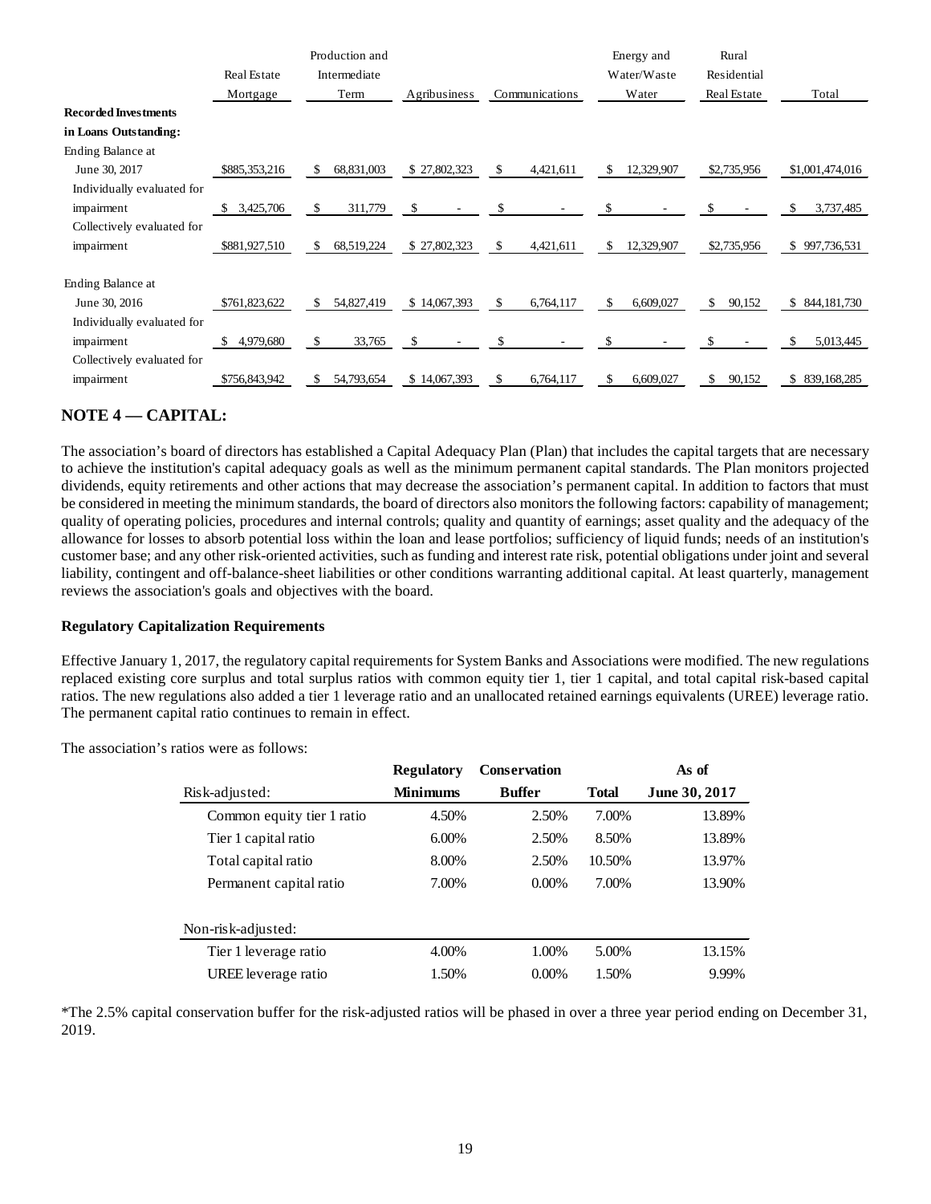| | Real Estate Mortgage | Production and Intermediate Term | Agribusiness | Communications | Energy and Water/Waste Water | Rural Residential Real Estate | Total |
|---|---|---|---|---|---|---|---|
| **Recorded Investments in Loans Outstanding:** | | | | | | | |
| Ending Balance at June 30, 2017 | $885,353,216 | $ 68,831,003 | $ 27,802,323 | $ 4,421,611 | $ 12,329,907 | $2,735,956 | $1,001,474,016 |
| Individually evaluated for impairment | $ 3,425,706 | $ 311,779 | $ - | $ - | $ - | $ - | $ 3,737,485 |
| Collectively evaluated for impairment | $881,927,510 | $ 68,519,224 | $ 27,802,323 | $ 4,421,611 | $ 12,329,907 | $2,735,956 | $ 997,736,531 |
| Ending Balance at June 30, 2016 | $761,823,622 | $ 54,827,419 | $ 14,067,393 | $ 6,764,117 | $ 6,609,027 | $ 90,152 | $ 844,181,730 |
| Individually evaluated for impairment | $ 4,979,680 | $ 33,765 | $ - | $ - | $ - | $ - | $ 5,013,445 |
| Collectively evaluated for impairment | $756,843,942 | $ 54,793,654 | $ 14,067,393 | $ 6,764,117 | $ 6,609,027 | $ 90,152 | $ 839,168,285 |

## NOTE 4 — CAPITAL:

The association's board of directors has established a Capital Adequacy Plan (Plan) that includes the capital targets that are necessary to achieve the institution's capital adequacy goals as well as the minimum permanent capital standards. The Plan monitors projected dividends, equity retirements and other actions that may decrease the association's permanent capital. In addition to factors that must be considered in meeting the minimum standards, the board of directors also monitors the following factors: capability of management; quality of operating policies, procedures and internal controls; quality and quantity of earnings; asset quality and the adequacy of the allowance for losses to absorb potential loss within the loan and lease portfolios; sufficiency of liquid funds; needs of an institution's customer base; and any other risk-oriented activities, such as funding and interest rate risk, potential obligations under joint and several liability, contingent and off-balance-sheet liabilities or other conditions warranting additional capital. At least quarterly, management reviews the association's goals and objectives with the board.

**Regulatory Capitalization Requirements**

Effective January 1, 2017, the regulatory capital requirements for System Banks and Associations were modified. The new regulations replaced existing core surplus and total surplus ratios with common equity tier 1, tier 1 capital, and total capital risk-based capital ratios. The new regulations also added a tier 1 leverage ratio and an unallocated retained earnings equivalents (UREE) leverage ratio. The permanent capital ratio continues to remain in effect.

The association's ratios were as follows:

| Risk-adjusted: | **Regulatory Minimums** | **Conservation Buffer** | **Total** | **As of June 30, 2017** |
|---|---|---|---|---|
| Common equity tier 1 ratio | 4.50% | 2.50% | 7.00% | 13.89% |
| Tier 1 capital ratio | 6.00% | 2.50% | 8.50% | 13.89% |
| Total capital ratio | 8.00% | 2.50% | 10.50% | 13.97% |
| Permanent capital ratio | 7.00% | 0.00% | 7.00% | 13.90% |
| **Non-risk-adjusted:** | | | | |
| Tier 1 leverage ratio | 4.00% | 1.00% | 5.00% | 13.15% |
| UREE leverage ratio | 1.50% | 0.00% | 1.50% | 9.99% |

*The 2.5% capital conservation buffer for the risk-adjusted ratios will be phased in over a three year period ending on December 31, 2019.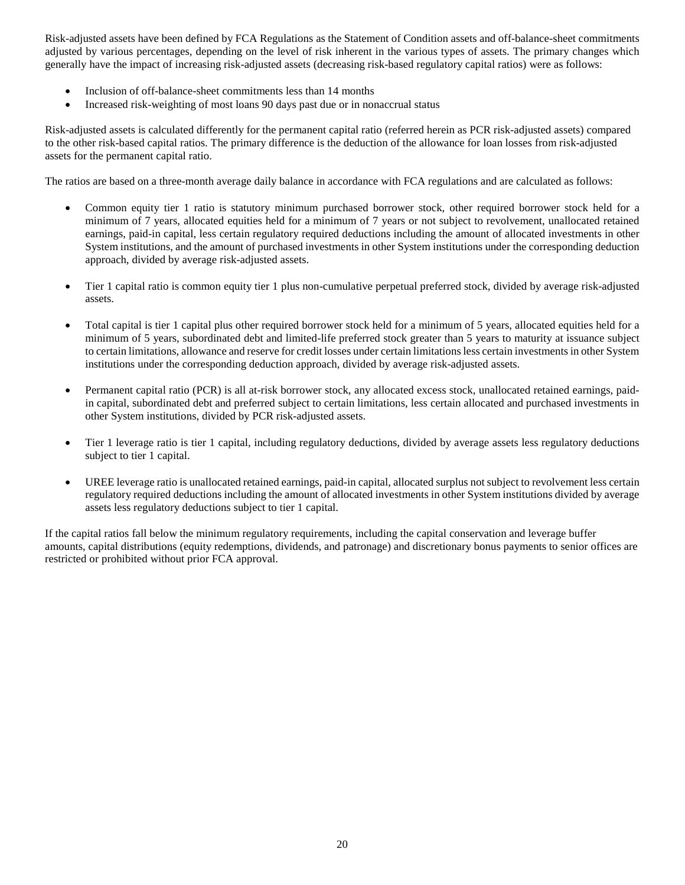Risk-adjusted assets have been defined by FCA Regulations as the Statement of Condition assets and off-balance-sheet commitments adjusted by various percentages, depending on the level of risk inherent in the various types of assets. The primary changes which generally have the impact of increasing risk-adjusted assets (decreasing risk-based regulatory capital ratios) were as follows:

- Inclusion of off-balance-sheet commitments less than 14 months
- Increased risk-weighting of most loans 90 days past due or in nonaccrual status

Risk-adjusted assets is calculated differently for the permanent capital ratio (referred herein as PCR risk-adjusted assets) compared to the other risk-based capital ratios. The primary difference is the deduction of the allowance for loan losses from risk-adjusted assets for the permanent capital ratio.

The ratios are based on a three-month average daily balance in accordance with FCA regulations and are calculated as follows:

- Common equity tier 1 ratio is statutory minimum purchased borrower stock, other required borrower stock held for a minimum of 7 years, allocated equities held for a minimum of 7 years or not subject to revolvement, unallocated retained earnings, paid-in capital, less certain regulatory required deductions including the amount of allocated investments in other System institutions, and the amount of purchased investments in other System institutions under the corresponding deduction approach, divided by average risk-adjusted assets.

- Tier 1 capital ratio is common equity tier 1 plus non-cumulative perpetual preferred stock, divided by average risk-adjusted assets.

- Total capital is tier 1 capital plus other required borrower stock held for a minimum of 5 years, allocated equities held for a minimum of 5 years, subordinated debt and limited-life preferred stock greater than 5 years to maturity at issuance subject to certain limitations, allowance and reserve for credit losses under certain limitations less certain investments in other System institutions under the corresponding deduction approach, divided by average risk-adjusted assets.

- Permanent capital ratio (PCR) is all at-risk borrower stock, any allocated excess stock, unallocated retained earnings, paid-in capital, subordinated debt and preferred subject to certain limitations, less certain allocated and purchased investments in other System institutions, divided by PCR risk-adjusted assets.

- Tier 1 leverage ratio is tier 1 capital, including regulatory deductions, divided by average assets less regulatory deductions subject to tier 1 capital.

- UREE leverage ratio is unallocated retained earnings, paid-in capital, allocated surplus not subject to revolvement less certain regulatory required deductions including the amount of allocated investments in other System institutions divided by average assets less regulatory deductions subject to tier 1 capital.

If the capital ratios fall below the minimum regulatory requirements, including the capital conservation and leverage buffer amounts, capital distributions (equity redemptions, dividends, and patronage) and discretionary bonus payments to senior offices are restricted or prohibited without prior FCA approval.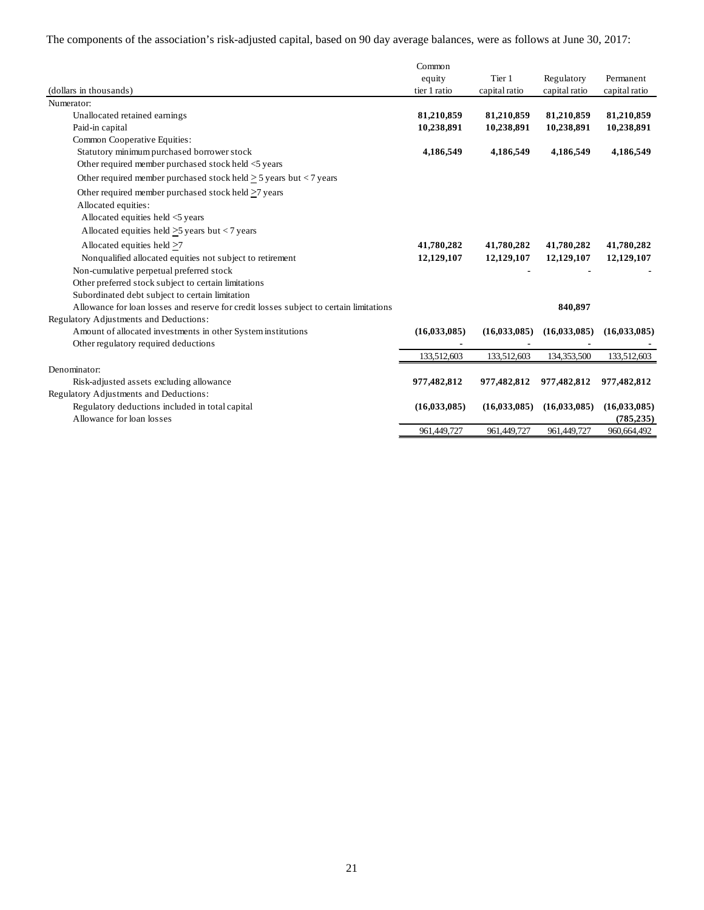The components of the association's risk-adjusted capital, based on 90 day average balances, were as follows at June 30, 2017:

| (dollars in thousands) | Common equity tier 1 ratio | Tier 1 capital ratio | Regulatory capital ratio | Permanent capital ratio |
|---|---|---|---|---|
| Numerator: | | | | |
| Unallocated retained earnings | **81,210,859** | **81,210,859** | **81,210,859** | **81,210,859** |
| Paid-in capital | **10,238,891** | **10,238,891** | **10,238,891** | **10,238,891** |
| Common Cooperative Equities: | | | | |
| Statutory minimum purchased borrower stock | **4,186,549** | **4,186,549** | **4,186,549** | **4,186,549** |
| Other required member purchased stock held <5 years | | | | |
| Other required member purchased stock held ≥ 5 years but < 7 years | | | | |
| Other required member purchased stock held ≥7 years | | | | |
| Allocated equities: | | | | |
| Allocated equities held <5 years | | | | |
| Allocated equities held ≥5 years but < 7 years | | | | |
| Allocated equities held ≥7 | **41,780,282** | **41,780,282** | **41,780,282** | **41,780,282** |
| Nonqualified allocated equities not subject to retirement | **12,129,107** | **12,129,107** | **12,129,107** | **12,129,107** |
| Non-cumulative perpetual preferred stock | | - | - | - |
| Other preferred stock subject to certain limitations | | | | |
| Subordinated debt subject to certain limitation | | | | |
| Allowance for loan losses and reserve for credit losses subject to certain limitations | | | **840,897** | |
| Regulatory Adjustments and Deductions: | | | | |
| Amount of allocated investments in other System institutions | **(16,033,085)** | **(16,033,085)** | **(16,033,085)** | **(16,033,085)** |
| Other regulatory required deductions | - | - | - | - |
| | 133,512,603 | 133,512,603 | 134,353,500 | 133,512,603 |
| Denominator: | | | | |
| Risk-adjusted assets excluding allowance | **977,482,812** | **977,482,812** | **977,482,812** | **977,482,812** |
| Regulatory Adjustments and Deductions: | | | | |
| Regulatory deductions included in total capital | **(16,033,085)** | **(16,033,085)** | **(16,033,085)** | **(16,033,085)** |
| Allowance for loan losses | | | | **(785,235)** |
| | 961,449,727 | 961,449,727 | 961,449,727 | 960,664,492 |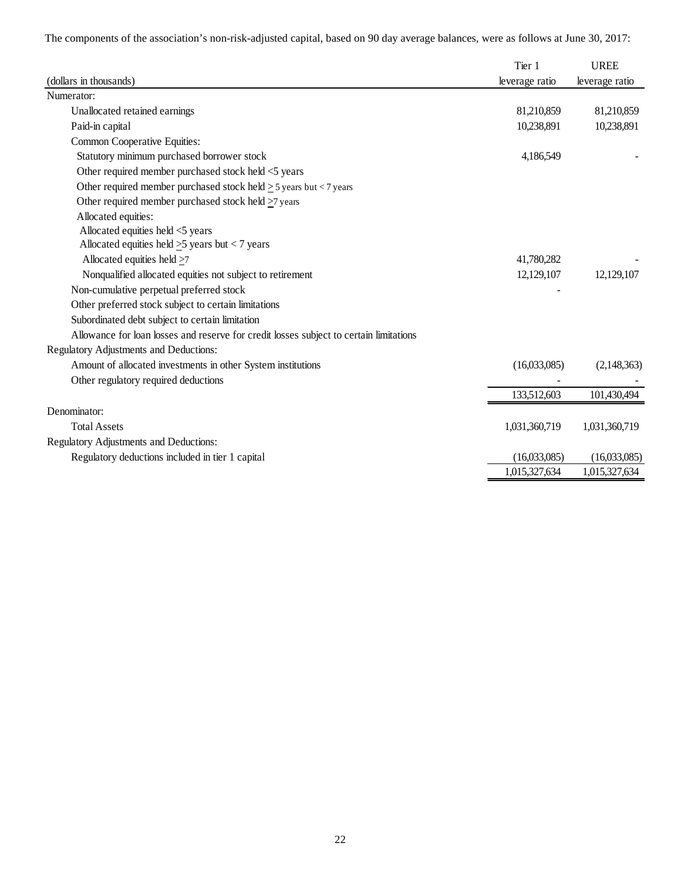The components of the association's non-risk-adjusted capital, based on 90 day average balances, were as follows at June 30, 2017:

| (dollars in thousands) | Tier 1 leverage ratio | UREE leverage ratio |
|---|---|---|
| Numerator: | | |
| Unallocated retained earnings | 81,210,859 | 81,210,859 |
| Paid-in capital | 10,238,891 | 10,238,891 |
| Common Cooperative Equities: | | |
| Statutory minimum purchased borrower stock | 4,186,549 | - |
| Other required member purchased stock held <5 years | | |
| Other required member purchased stock held ≥ 5 years but < 7 years | | |
| Other required member purchased stock held ≥7 years | | |
| Allocated equities: | | |
| Allocated equities held <5 years | | |
| Allocated equities held ≥5 years but < 7 years | | |
| Allocated equities held ≥7 | 41,780,282 | - |
| Nonqualified allocated equities not subject to retirement | 12,129,107 | 12,129,107 |
| Non-cumulative perpetual preferred stock | - | |
| Other preferred stock subject to certain limitations | | |
| Subordinated debt subject to certain limitation | | |
| Allowance for loan losses and reserve for credit losses subject to certain limitations | | |
| Regulatory Adjustments and Deductions: | | |
| Amount of allocated investments in other System institutions | (16,033,085) | (2,148,363) |
| Other regulatory required deductions | - | - |
| | 133,512,603 | 101,430,494 |
| Denominator: | | |
| Total Assets | 1,031,360,719 | 1,031,360,719 |
| Regulatory Adjustments and Deductions: | | |
| Regulatory deductions included in tier 1 capital | (16,033,085) | (16,033,085) |
| | 1,015,327,634 | 1,015,327,634 |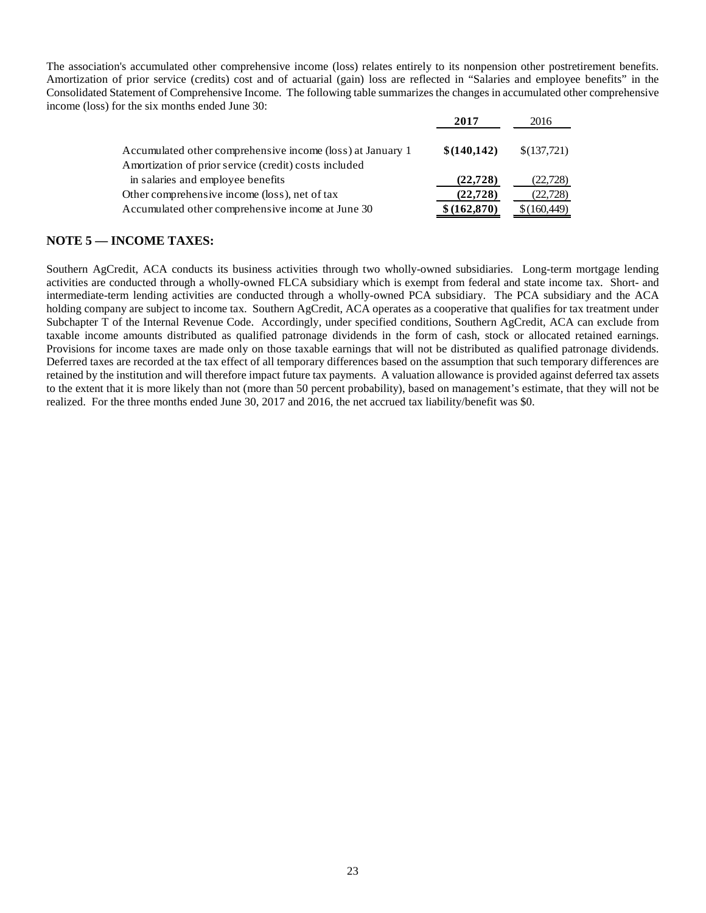The association's accumulated other comprehensive income (loss) relates entirely to its nonpension other postretirement benefits. Amortization of prior service (credits) cost and of actuarial (gain) loss are reflected in "Salaries and employee benefits" in the Consolidated Statement of Comprehensive Income. The following table summarizes the changes in accumulated other comprehensive income (loss) for the six months ended June 30:

| | **2017** | 2016 |
|---|---|---|
| Accumulated other comprehensive income (loss) at January 1 | **$(140,142)** | $(137,721) |
| Amortization of prior service (credit) costs included in salaries and employee benefits | **(22,728)** | (22,728) |
| Other comprehensive income (loss), net of tax | **(22,728)** | (22,728) |
| Accumulated other comprehensive income at June 30 | **$(162,870)** | $(160,449) |

## NOTE 5 — INCOME TAXES:

Southern AgCredit, ACA conducts its business activities through two wholly-owned subsidiaries. Long-term mortgage lending activities are conducted through a wholly-owned FLCA subsidiary which is exempt from federal and state income tax. Short- and intermediate-term lending activities are conducted through a wholly-owned PCA subsidiary. The PCA subsidiary and the ACA holding company are subject to income tax. Southern AgCredit, ACA operates as a cooperative that qualifies for tax treatment under Subchapter T of the Internal Revenue Code. Accordingly, under specified conditions, Southern AgCredit, ACA can exclude from taxable income amounts distributed as qualified patronage dividends in the form of cash, stock or allocated retained earnings. Provisions for income taxes are made only on those taxable earnings that will not be distributed as qualified patronage dividends. Deferred taxes are recorded at the tax effect of all temporary differences based on the assumption that such temporary differences are retained by the institution and will therefore impact future tax payments. A valuation allowance is provided against deferred tax assets to the extent that it is more likely than not (more than 50 percent probability), based on management's estimate, that they will not be realized. For the three months ended June 30, 2017 and 2016, the net accrued tax liability/benefit was $0.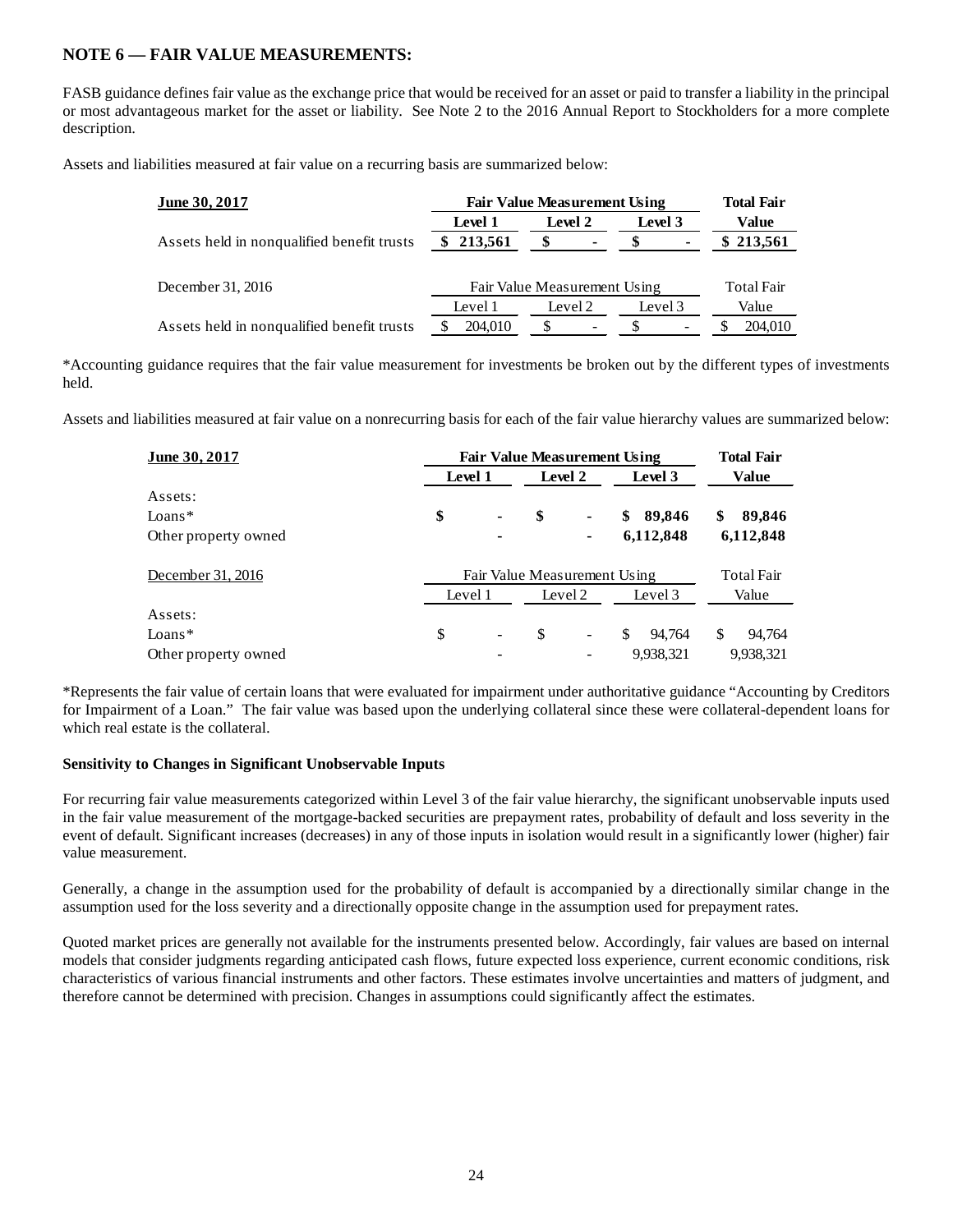## NOTE 6 — FAIR VALUE MEASUREMENTS:

FASB guidance defines fair value as the exchange price that would be received for an asset or paid to transfer a liability in the principal or most advantageous market for the asset or liability. See Note 2 to the 2016 Annual Report to Stockholders for a more complete description.

Assets and liabilities measured at fair value on a recurring basis are summarized below:

| **June 30, 2017** | **Fair Value Measurement Using** | | | **Total Fair** |
|---|---|---|---|---|
| | **Level 1** | **Level 2** | **Level 3** | **Value** |
| Assets held in nonqualified benefit trusts | **$ 213,561** | **$ -** | **$ -** | **$ 213,561** |
| December 31, 2016 | Fair Value Measurement Using | | | Total Fair |
| | Level 1 | Level 2 | Level 3 | Value |
| Assets held in nonqualified benefit trusts | $ 204,010 | $ - | $ - | $ 204,010 |

*Accounting guidance requires that the fair value measurement for investments be broken out by the different types of investments held.

Assets and liabilities measured at fair value on a nonrecurring basis for each of the fair value hierarchy values are summarized below:

| **June 30, 2017** | **Fair Value Measurement Using** | | | **Total Fair** |
|---|---|---|---|---|
| | **Level 1** | **Level 2** | **Level 3** | **Value** |
| Assets: | | | | |
| Loans* | **$ -** | **$ -** | **$ 89,846** | **$ 89,846** |
| Other property owned | **-** | **-** | **6,112,848** | **6,112,848** |
| December 31, 2016 | Fair Value Measurement Using | | | Total Fair |
| | Level 1 | Level 2 | Level 3 | Value |
| Assets: | | | | |
| Loans* | $ - | $ - | $ 94,764 | $ 94,764 |
| Other property owned | - | - | 9,938,321 | 9,938,321 |

*Represents the fair value of certain loans that were evaluated for impairment under authoritative guidance "Accounting by Creditors for Impairment of a Loan." The fair value was based upon the underlying collateral since these were collateral-dependent loans for which real estate is the collateral.

**Sensitivity to Changes in Significant Unobservable Inputs**

For recurring fair value measurements categorized within Level 3 of the fair value hierarchy, the significant unobservable inputs used in the fair value measurement of the mortgage-backed securities are prepayment rates, probability of default and loss severity in the event of default. Significant increases (decreases) in any of those inputs in isolation would result in a significantly lower (higher) fair value measurement.

Generally, a change in the assumption used for the probability of default is accompanied by a directionally similar change in the assumption used for the loss severity and a directionally opposite change in the assumption used for prepayment rates.

Quoted market prices are generally not available for the instruments presented below. Accordingly, fair values are based on internal models that consider judgments regarding anticipated cash flows, future expected loss experience, current economic conditions, risk characteristics of various financial instruments and other factors. These estimates involve uncertainties and matters of judgment, and therefore cannot be determined with precision. Changes in assumptions could significantly affect the estimates.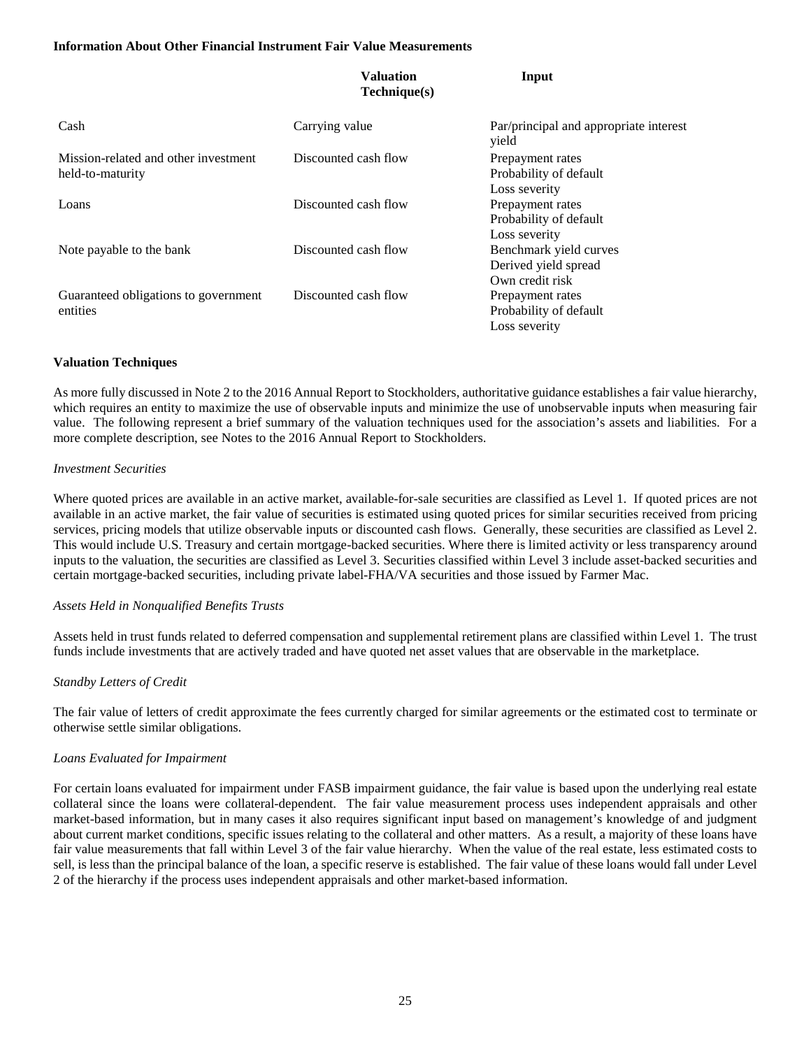**Information About Other Financial Instrument Fair Value Measurements**

| | Valuation Technique(s) | Input |
|---|---|---|
| Cash | Carrying value | Par/principal and appropriate interest yield |
| Mission-related and other investment held-to-maturity | Discounted cash flow | Prepayment rates<br>Probability of default<br>Loss severity |
| Loans | Discounted cash flow | Prepayment rates<br>Probability of default<br>Loss severity |
| Note payable to the bank | Discounted cash flow | Benchmark yield curves<br>Derived yield spread<br>Own credit risk |
| Guaranteed obligations to government entities | Discounted cash flow | Prepayment rates<br>Probability of default<br>Loss severity |

**Valuation Techniques**

As more fully discussed in Note 2 to the 2016 Annual Report to Stockholders, authoritative guidance establishes a fair value hierarchy, which requires an entity to maximize the use of observable inputs and minimize the use of unobservable inputs when measuring fair value. The following represent a brief summary of the valuation techniques used for the association's assets and liabilities. For a more complete description, see Notes to the 2016 Annual Report to Stockholders.

*Investment Securities*

Where quoted prices are available in an active market, available-for-sale securities are classified as Level 1. If quoted prices are not available in an active market, the fair value of securities is estimated using quoted prices for similar securities received from pricing services, pricing models that utilize observable inputs or discounted cash flows. Generally, these securities are classified as Level 2. This would include U.S. Treasury and certain mortgage-backed securities. Where there is limited activity or less transparency around inputs to the valuation, the securities are classified as Level 3. Securities classified within Level 3 include asset-backed securities and certain mortgage-backed securities, including private label-FHA/VA securities and those issued by Farmer Mac.

*Assets Held in Nonqualified Benefits Trusts*

Assets held in trust funds related to deferred compensation and supplemental retirement plans are classified within Level 1. The trust funds include investments that are actively traded and have quoted net asset values that are observable in the marketplace.

*Standby Letters of Credit*

The fair value of letters of credit approximate the fees currently charged for similar agreements or the estimated cost to terminate or otherwise settle similar obligations.

*Loans Evaluated for Impairment*

For certain loans evaluated for impairment under FASB impairment guidance, the fair value is based upon the underlying real estate collateral since the loans were collateral-dependent. The fair value measurement process uses independent appraisals and other market-based information, but in many cases it also requires significant input based on management's knowledge of and judgment about current market conditions, specific issues relating to the collateral and other matters. As a result, a majority of these loans have fair value measurements that fall within Level 3 of the fair value hierarchy. When the value of the real estate, less estimated costs to sell, is less than the principal balance of the loan, a specific reserve is established. The fair value of these loans would fall under Level 2 of the hierarchy if the process uses independent appraisals and other market-based information.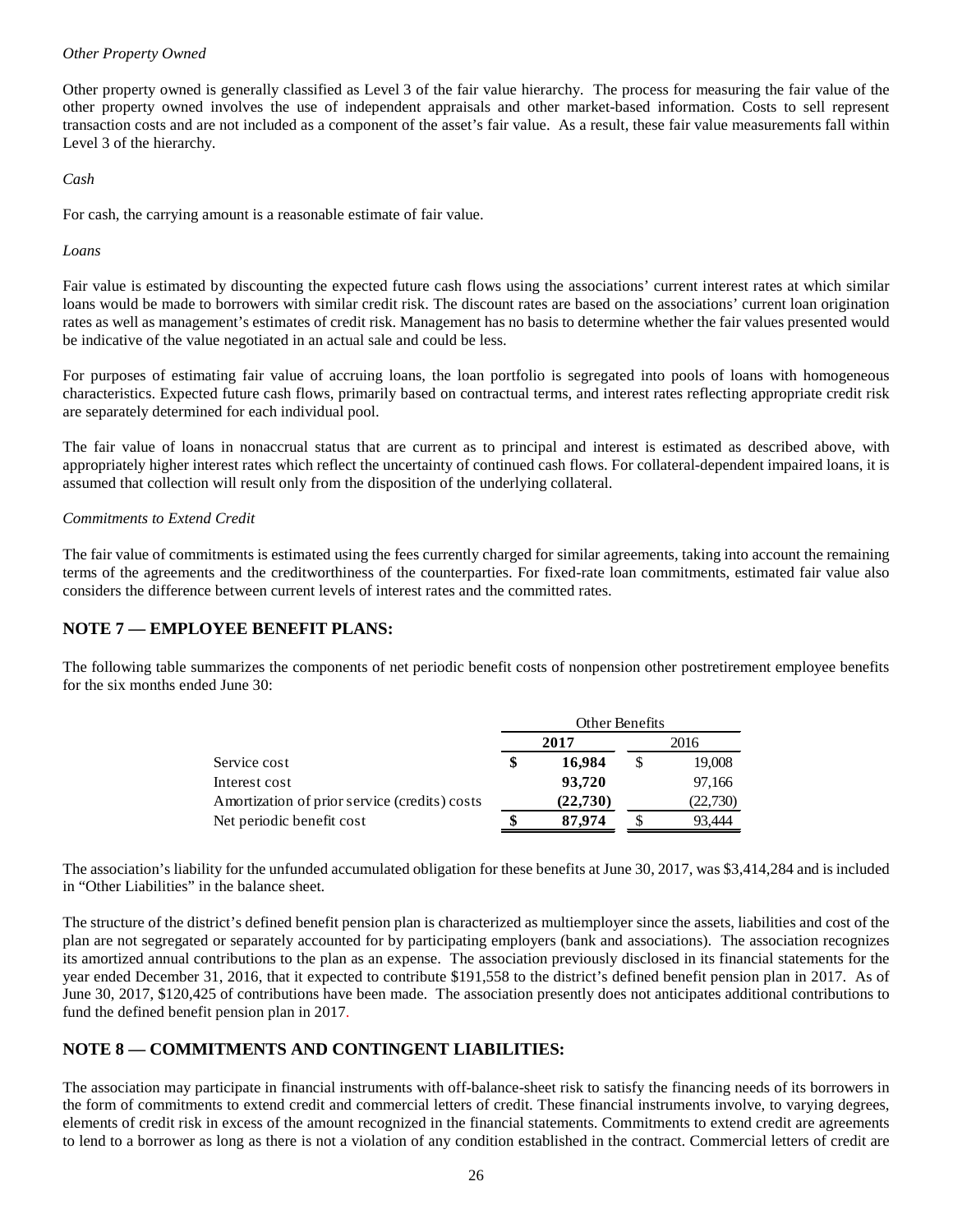*Other Property Owned*

Other property owned is generally classified as Level 3 of the fair value hierarchy. The process for measuring the fair value of the other property owned involves the use of independent appraisals and other market-based information. Costs to sell represent transaction costs and are not included as a component of the asset's fair value. As a result, these fair value measurements fall within Level 3 of the hierarchy.

*Cash*

For cash, the carrying amount is a reasonable estimate of fair value.

*Loans*

Fair value is estimated by discounting the expected future cash flows using the associations' current interest rates at which similar loans would be made to borrowers with similar credit risk. The discount rates are based on the associations' current loan origination rates as well as management's estimates of credit risk. Management has no basis to determine whether the fair values presented would be indicative of the value negotiated in an actual sale and could be less.

For purposes of estimating fair value of accruing loans, the loan portfolio is segregated into pools of loans with homogeneous characteristics. Expected future cash flows, primarily based on contractual terms, and interest rates reflecting appropriate credit risk are separately determined for each individual pool.

The fair value of loans in nonaccrual status that are current as to principal and interest is estimated as described above, with appropriately higher interest rates which reflect the uncertainty of continued cash flows. For collateral-dependent impaired loans, it is assumed that collection will result only from the disposition of the underlying collateral.

*Commitments to Extend Credit*

The fair value of commitments is estimated using the fees currently charged for similar agreements, taking into account the remaining terms of the agreements and the creditworthiness of the counterparties. For fixed-rate loan commitments, estimated fair value also considers the difference between current levels of interest rates and the committed rates.

## NOTE 7 — EMPLOYEE BENEFIT PLANS:

The following table summarizes the components of net periodic benefit costs of nonpension other postretirement employee benefits for the six months ended June 30:

| | Other Benefits | |
|---|---|---|
| | **2017** | 2016 |
| Service cost | **$ 16,984** | $ 19,008 |
| Interest cost | **93,720** | 97,166 |
| Amortization of prior service (credits) costs | **(22,730)** | (22,730) |
| Net periodic benefit cost | **$ 87,974** | $ 93,444 |

The association's liability for the unfunded accumulated obligation for these benefits at June 30, 2017, was $3,414,284 and is included in "Other Liabilities" in the balance sheet.

The structure of the district's defined benefit pension plan is characterized as multiemployer since the assets, liabilities and cost of the plan are not segregated or separately accounted for by participating employers (bank and associations). The association recognizes its amortized annual contributions to the plan as an expense. The association previously disclosed in its financial statements for the year ended December 31, 2016, that it expected to contribute $191,558 to the district's defined benefit pension plan in 2017. As of June 30, 2017, $120,425 of contributions have been made. The association presently does not anticipates additional contributions to fund the defined benefit pension plan in 2017.

## NOTE 8 — COMMITMENTS AND CONTINGENT LIABILITIES:

The association may participate in financial instruments with off-balance-sheet risk to satisfy the financing needs of its borrowers in the form of commitments to extend credit and commercial letters of credit. These financial instruments involve, to varying degrees, elements of credit risk in excess of the amount recognized in the financial statements. Commitments to extend credit are agreements to lend to a borrower as long as there is not a violation of any condition established in the contract. Commercial letters of credit are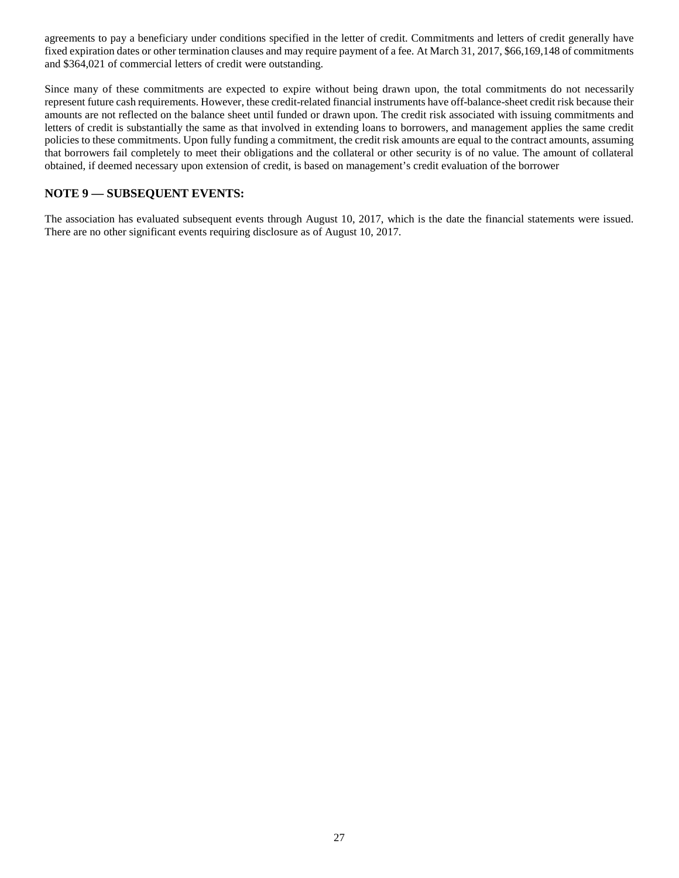agreements to pay a beneficiary under conditions specified in the letter of credit. Commitments and letters of credit generally have fixed expiration dates or other termination clauses and may require payment of a fee. At March 31, 2017, $66,169,148 of commitments and $364,021 of commercial letters of credit were outstanding.

Since many of these commitments are expected to expire without being drawn upon, the total commitments do not necessarily represent future cash requirements. However, these credit-related financial instruments have off-balance-sheet credit risk because their amounts are not reflected on the balance sheet until funded or drawn upon. The credit risk associated with issuing commitments and letters of credit is substantially the same as that involved in extending loans to borrowers, and management applies the same credit policies to these commitments. Upon fully funding a commitment, the credit risk amounts are equal to the contract amounts, assuming that borrowers fail completely to meet their obligations and the collateral or other security is of no value. The amount of collateral obtained, if deemed necessary upon extension of credit, is based on management's credit evaluation of the borrower

## NOTE 9 — SUBSEQUENT EVENTS:

The association has evaluated subsequent events through August 10, 2017, which is the date the financial statements were issued. There are no other significant events requiring disclosure as of August 10, 2017.